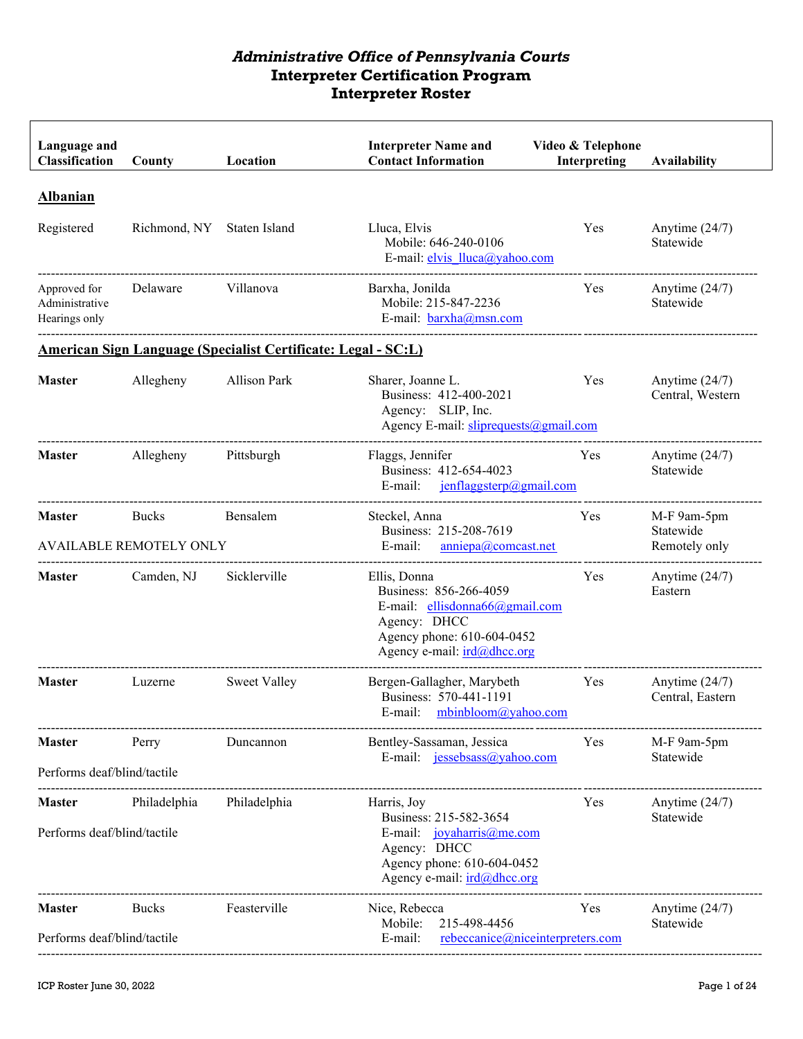# *Administrative Office of Pennsylvania Courts*
# Interpreter Certification Program
# Interpreter Roster

| Language and Classification | County | Location | Interpreter Name and Contact Information | Video & Telephone Interpreting | Availability |
|---|---|---|---|---|---|
| **Albanian** | | | | | |
| Registered | Richmond, NY | Staten Island | Lluca, Elvis<br>Mobile: 646-240-0106<br>E-mail: elvis_lluca@yahoo.com | Yes | Anytime (24/7)<br>Statewide |
| Approved for Administrative Hearings only | Delaware | Villanova | Barxha, Jonilda<br>Mobile: 215-847-2236<br>E-mail: barxha@msn.com | Yes | Anytime (24/7)<br>Statewide |
| **American Sign Language (Specialist Certificate: Legal - SC:L)** | | | | | |
| **Master** | Allegheny | Allison Park | Sharer, Joanne L.<br>Business: 412-400-2021<br>Agency: SLIP, Inc.<br>Agency E-mail: sliprequests@gmail.com | Yes | Anytime (24/7)<br>Central, Western |
| **Master** | Allegheny | Pittsburgh | Flaggs, Jennifer<br>Business: 412-654-4023<br>E-mail: jenflaggsterp@gmail.com | Yes | Anytime (24/7)<br>Statewide |
| **Master**<br>AVAILABLE REMOTELY ONLY | Bucks | Bensalem | Steckel, Anna<br>Business: 215-208-7619<br>E-mail: anniepa@comcast.net | Yes | M-F 9am-5pm<br>Statewide<br>Remotely only |
| **Master** | Camden, NJ | Sicklerville | Ellis, Donna<br>Business: 856-266-4059<br>E-mail: ellisdonna66@gmail.com<br>Agency: DHCC<br>Agency phone: 610-604-0452<br>Agency e-mail: ird@dhcc.org | Yes | Anytime (24/7)<br>Eastern |
| **Master** | Luzerne | Sweet Valley | Bergen-Gallagher, Marybeth<br>Business: 570-441-1191<br>E-mail: mbinbloom@yahoo.com | Yes | Anytime (24/7)<br>Central, Eastern |
| **Master**<br>Performs deaf/blind/tactile | Perry | Duncannon | Bentley-Sassaman, Jessica<br>E-mail: jessebsass@yahoo.com | Yes | M-F 9am-5pm<br>Statewide |
| **Master**<br>Performs deaf/blind/tactile | Philadelphia | Philadelphia | Harris, Joy<br>Business: 215-582-3654<br>E-mail: joyaharris@me.com<br>Agency: DHCC<br>Agency phone: 610-604-0452<br>Agency e-mail: ird@dhcc.org | Yes | Anytime (24/7)<br>Statewide |
| **Master**<br>Performs deaf/blind/tactile | Bucks | Feasterville | Nice, Rebecca<br>Mobile: 215-498-4456<br>E-mail: rebeccanice@niceinterpreters.com | Yes | Anytime (24/7)<br>Statewide |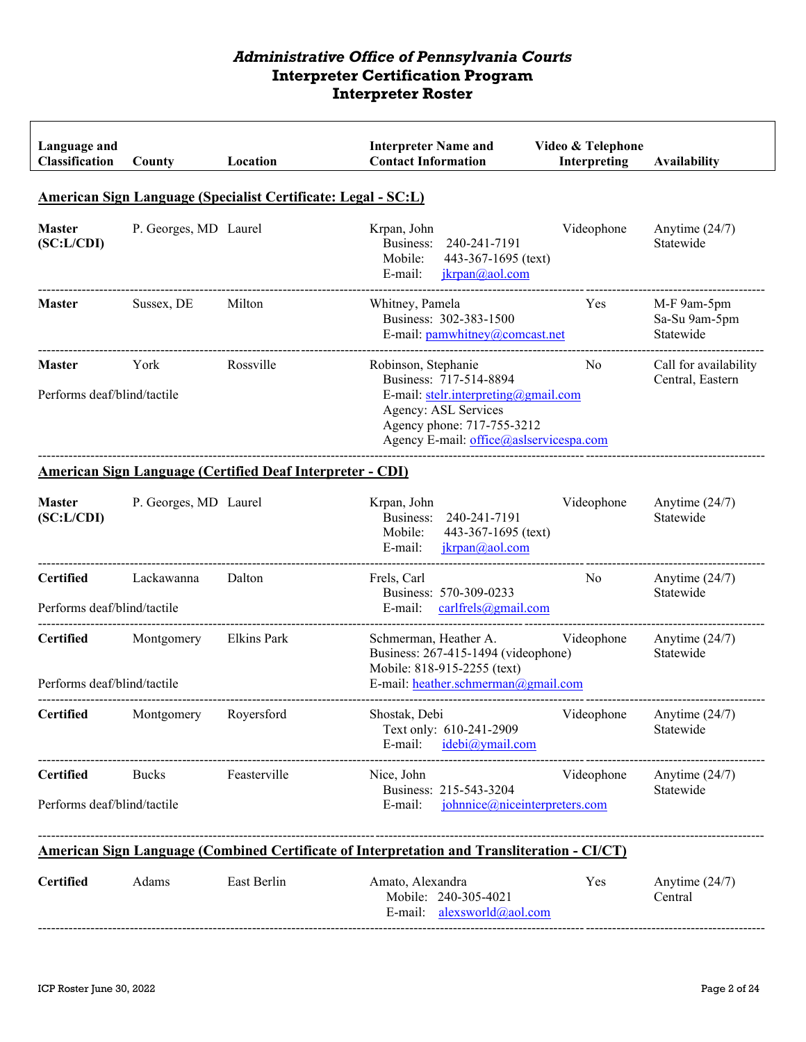# *Administrative Office of Pennsylvania Courts*
# Interpreter Certification Program
# Interpreter Roster

| Language and Classification | County | Location | Interpreter Name and Contact Information | Video & Telephone Interpreting | Availability |
|---|---|---|---|---|---|
| **American Sign Language (Specialist Certificate: Legal - SC:L)** | | | | | |
| **Master (SC:L/CDI)** | P. Georges, MD | Laurel | Krpan, John<br>Business: 240-241-7191<br>Mobile: 443-367-1695 (text)<br>E-mail: jkrpan@aol.com | Videophone | Anytime (24/7)<br>Statewide |
| **Master** | Sussex, DE | Milton | Whitney, Pamela<br>Business: 302-383-1500<br>E-mail: pamwhitney@comcast.net | Yes | M-F 9am-5pm<br>Sa-Su 9am-5pm<br>Statewide |
| **Master**<br>Performs deaf/blind/tactile | York | Rossville | Robinson, Stephanie<br>Business: 717-514-8894<br>E-mail: stelr.interpreting@gmail.com<br>Agency: ASL Services<br>Agency phone: 717-755-3212<br>Agency E-mail: office@aslservicespa.com | No | Call for availability<br>Central, Eastern |
| **American Sign Language (Certified Deaf Interpreter - CDI)** | | | | | |
| **Master (SC:L/CDI)** | P. Georges, MD | Laurel | Krpan, John<br>Business: 240-241-7191<br>Mobile: 443-367-1695 (text)<br>E-mail: jkrpan@aol.com | Videophone | Anytime (24/7)<br>Statewide |
| **Certified**<br>Performs deaf/blind/tactile | Lackawanna | Dalton | Frels, Carl<br>Business: 570-309-0233<br>E-mail: carlfrels@gmail.com | No | Anytime (24/7)<br>Statewide |
| **Certified**<br>Performs deaf/blind/tactile | Montgomery | Elkins Park | Schmerman, Heather A.<br>Business: 267-415-1494 (videophone)<br>Mobile: 818-915-2255 (text)<br>E-mail: heather.schmerman@gmail.com | Videophone | Anytime (24/7)<br>Statewide |
| **Certified** | Montgomery | Royersford | Shostak, Debi<br>Text only: 610-241-2909<br>E-mail: idebi@ymail.com | Videophone | Anytime (24/7)<br>Statewide |
| **Certified**<br>Performs deaf/blind/tactile | Bucks | Feasterville | Nice, John<br>Business: 215-543-3204<br>E-mail: johnnice@niceinterpreters.com | Videophone | Anytime (24/7)<br>Statewide |
| **American Sign Language (Combined Certificate of Interpretation and Transliteration - CI/CT)** | | | | | |
| **Certified** | Adams | East Berlin | Amato, Alexandra<br>Mobile: 240-305-4021<br>E-mail: alexsworld@aol.com | Yes | Anytime (24/7)<br>Central |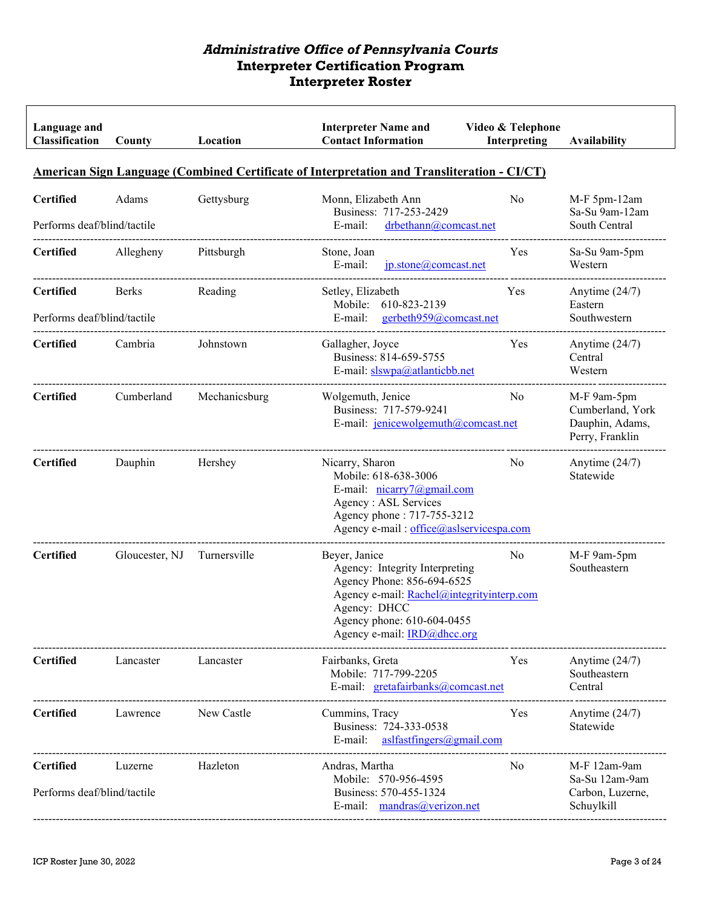# Administrative Office of Pennsylvania Courts
## Interpreter Certification Program
## Interpreter Roster

| Language and Classification | County | Location | Interpreter Name and Contact Information | Video & Telephone Interpreting | Availability |
|---|---|---|---|---|---|

**American Sign Language (Combined Certificate of Interpretation and Transliteration - CI/CT)**

| Language and Classification | County | Location | Interpreter Name and Contact Information | Video & Telephone Interpreting | Availability |
|---|---|---|---|---|---|
| **Certified**<br>Performs deaf/blind/tactile | Adams | Gettysburg | Monn, Elizabeth Ann<br>Business: 717-253-2429<br>E-mail: drbethann@comcast.net | No | M-F 5pm-12am<br>Sa-Su 9am-12am<br>South Central |
| **Certified** | Allegheny | Pittsburgh | Stone, Joan<br>E-mail: jp.stone@comcast.net | Yes | Sa-Su 9am-5pm<br>Western |
| **Certified**<br>Performs deaf/blind/tactile | Berks | Reading | Setley, Elizabeth<br>Mobile: 610-823-2139<br>E-mail: gerbeth959@comcast.net | Yes | Anytime (24/7)<br>Eastern<br>Southwestern |
| **Certified** | Cambria | Johnstown | Gallagher, Joyce<br>Business: 814-659-5755<br>E-mail: slswpa@atlanticbb.net | Yes | Anytime (24/7)<br>Central<br>Western |
| **Certified** | Cumberland | Mechanicsburg | Wolgemuth, Jenice<br>Business: 717-579-9241<br>E-mail: jenicewolgemuth@comcast.net | No | M-F 9am-5pm<br>Cumberland, York<br>Dauphin, Adams,<br>Perry, Franklin |
| **Certified** | Dauphin | Hershey | Nicarry, Sharon<br>Mobile: 618-638-3006<br>E-mail: nicarry7@gmail.com<br>Agency : ASL Services<br>Agency phone : 717-755-3212<br>Agency e-mail : office@aslservicespa.com | No | Anytime (24/7)<br>Statewide |
| **Certified** | Gloucester, NJ | Turnersville | Beyer, Janice<br>Agency: Integrity Interpreting<br>Agency Phone: 856-694-6525<br>Agency e-mail: Rachel@integrityinterp.com<br>Agency: DHCC<br>Agency phone: 610-604-0455<br>Agency e-mail: IRD@dhcc.org | No | M-F 9am-5pm<br>Southeastern |
| **Certified** | Lancaster | Lancaster | Fairbanks, Greta<br>Mobile: 717-799-2205<br>E-mail: gretafairbanks@comcast.net | Yes | Anytime (24/7)<br>Southeastern<br>Central |
| **Certified** | Lawrence | New Castle | Cummins, Tracy<br>Business: 724-333-0538<br>E-mail: aslfastfingers@gmail.com | Yes | Anytime (24/7)<br>Statewide |
| **Certified**<br>Performs deaf/blind/tactile | Luzerne | Hazleton | Andras, Martha<br>Mobile: 570-956-4595<br>Business: 570-455-1324<br>E-mail: mandras@verizon.net | No | M-F 12am-9am<br>Sa-Su 12am-9am<br>Carbon, Luzerne,<br>Schuylkill |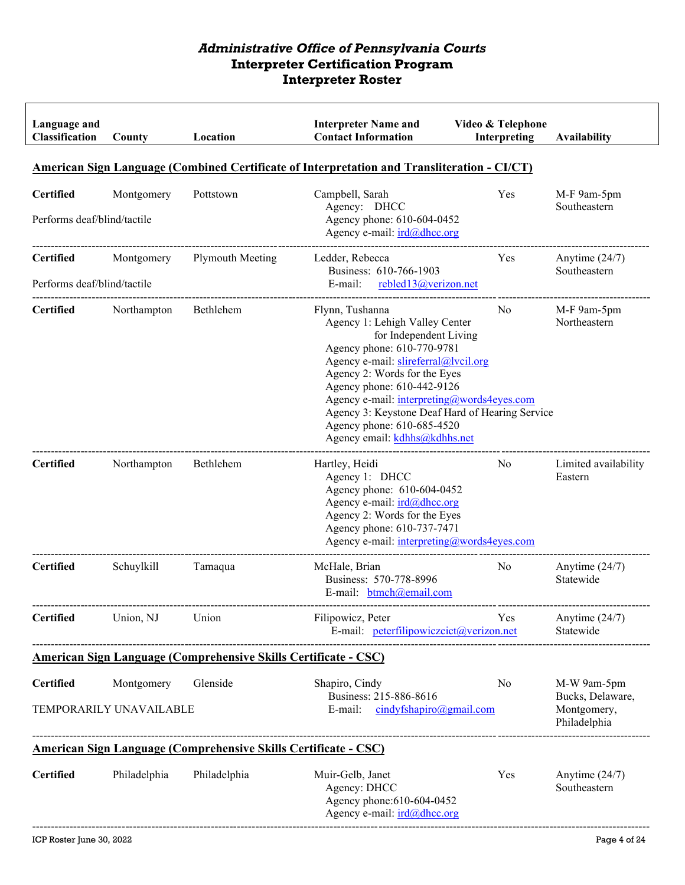# *Administrative Office of Pennsylvania Courts*
# Interpreter Certification Program
# Interpreter Roster

| Language and Classification | County | Location | Interpreter Name and Contact Information | Video & Telephone Interpreting | Availability |
|---|---|---|---|---|---|

## American Sign Language (Combined Certificate of Interpretation and Transliteration - CI/CT)

| Language and Classification | County | Location | Interpreter Name and Contact Information | Video & Telephone Interpreting | Availability |
|---|---|---|---|---|---|
| **Certified**<br>Performs deaf/blind/tactile | Montgomery | Pottstown | Campbell, Sarah<br>Agency: DHCC<br>Agency phone: 610-604-0452<br>Agency e-mail: ird@dhcc.org | Yes | M-F 9am-5pm<br>Southeastern |
| **Certified**<br>Performs deaf/blind/tactile | Montgomery | Plymouth Meeting | Ledder, Rebecca<br>Business: 610-766-1903<br>E-mail: rebled13@verizon.net | Yes | Anytime (24/7)<br>Southeastern |
| **Certified** | Northampton | Bethlehem | Flynn, Tushanna<br>Agency 1: Lehigh Valley Center for Independent Living<br>Agency phone: 610-770-9781<br>Agency e-mail: slireferral@lvcil.org<br>Agency 2: Words for the Eyes<br>Agency phone: 610-442-9126<br>Agency e-mail: interpreting@words4eyes.com<br>Agency 3: Keystone Deaf Hard of Hearing Service<br>Agency phone: 610-685-4520<br>Agency email: kdhhs@kdhhs.net | No | M-F 9am-5pm<br>Northeastern |
| **Certified** | Northampton | Bethlehem | Hartley, Heidi<br>Agency 1: DHCC<br>Agency phone: 610-604-0452<br>Agency e-mail: ird@dhcc.org<br>Agency 2: Words for the Eyes<br>Agency phone: 610-737-7471<br>Agency e-mail: interpreting@words4eyes.com | No | Limited availability<br>Eastern |
| **Certified** | Schuylkill | Tamaqua | McHale, Brian<br>Business: 570-778-8996<br>E-mail: btmch@email.com | No | Anytime (24/7)<br>Statewide |
| **Certified** | Union, NJ | Union | Filipowicz, Peter<br>E-mail: peterfilipowiczcict@verizon.net | Yes | Anytime (24/7)<br>Statewide |

## American Sign Language (Comprehensive Skills Certificate - CSC)

| Language and Classification | County | Location | Interpreter Name and Contact Information | Video & Telephone Interpreting | Availability |
|---|---|---|---|---|---|
| **Certified**<br>TEMPORARILY UNAVAILABLE | Montgomery | Glenside | Shapiro, Cindy<br>Business: 215-886-8616<br>E-mail: cindyfshapiro@gmail.com | No | M-W 9am-5pm<br>Bucks, Delaware, Montgomery, Philadelphia |

## American Sign Language (Comprehensive Skills Certificate - CSC)

| Language and Classification | County | Location | Interpreter Name and Contact Information | Video & Telephone Interpreting | Availability |
|---|---|---|---|---|---|
| **Certified** | Philadelphia | Philadelphia | Muir-Gelb, Janet<br>Agency: DHCC<br>Agency phone:610-604-0452<br>Agency e-mail: ird@dhcc.org | Yes | Anytime (24/7)<br>Southeastern |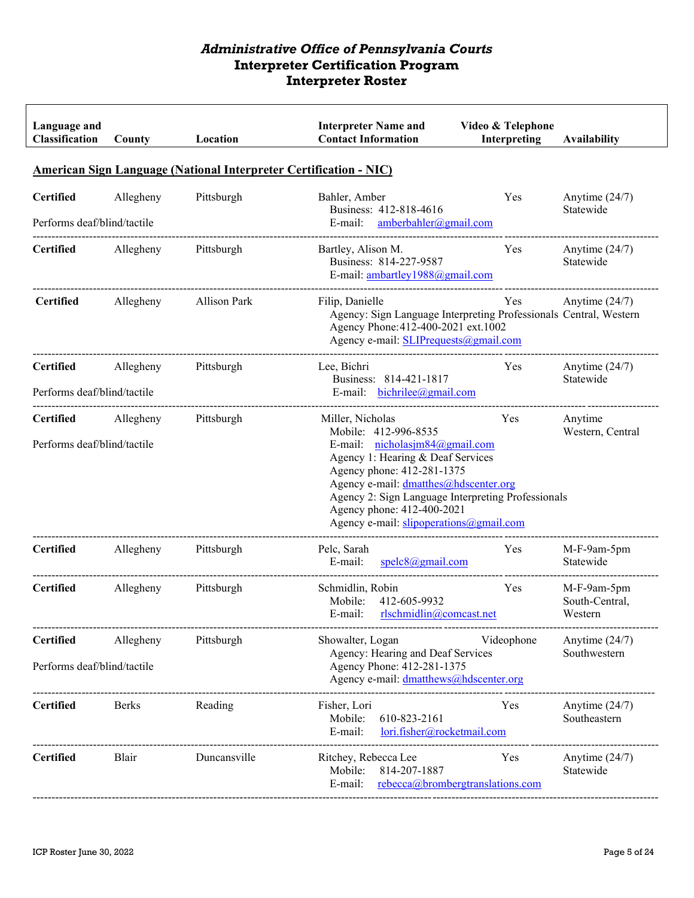# *Administrative Office of Pennsylvania Courts*
# Interpreter Certification Program
# Interpreter Roster

| Language and Classification | County | Location | Interpreter Name and Contact Information | Video & Telephone Interpreting | Availability |
|---|---|---|---|---|---|

## American Sign Language (National Interpreter Certification - NIC)

| Language and Classification | County | Location | Interpreter Name and Contact Information | Video & Telephone Interpreting | Availability |
|---|---|---|---|---|---|
| **Certified**<br>Performs deaf/blind/tactile | Allegheny | Pittsburgh | Bahler, Amber<br>Business: 412-818-4616<br>E-mail: amberbahler@gmail.com | Yes | Anytime (24/7)<br>Statewide |
| **Certified** | Allegheny | Pittsburgh | Bartley, Alison M.<br>Business: 814-227-9587<br>E-mail: ambartley1988@gmail.com | Yes | Anytime (24/7)<br>Statewide |
| **Certified** | Allegheny | Allison Park | Filip, Danielle<br>Agency: Sign Language Interpreting Professionals<br>Agency Phone:412-400-2021 ext.1002<br>Agency e-mail: SLIPrequests@gmail.com | Yes | Anytime (24/7)<br>Central, Western |
| **Certified**<br>Performs deaf/blind/tactile | Allegheny | Pittsburgh | Lee, Bichri<br>Business: 814-421-1817<br>E-mail: bichrilee@gmail.com | Yes | Anytime (24/7)<br>Statewide |
| **Certified**<br>Performs deaf/blind/tactile | Allegheny | Pittsburgh | Miller, Nicholas<br>Mobile: 412-996-8535<br>E-mail: nicholasjm84@gmail.com<br>Agency 1: Hearing & Deaf Services<br>Agency phone: 412-281-1375<br>Agency e-mail: dmatthes@hdscenter.org<br>Agency 2: Sign Language Interpreting Professionals<br>Agency phone: 412-400-2021<br>Agency e-mail: slipoperations@gmail.com | Yes | Anytime<br>Western, Central |
| **Certified** | Allegheny | Pittsburgh | Pelc, Sarah<br>E-mail: spelc8@gmail.com | Yes | M-F-9am-5pm<br>Statewide |
| **Certified** | Allegheny | Pittsburgh | Schmidlin, Robin<br>Mobile: 412-605-9932<br>E-mail: rlschmidlin@comcast.net | Yes | M-F-9am-5pm<br>South-Central, Western |
| **Certified**<br>Performs deaf/blind/tactile | Allegheny | Pittsburgh | Showalter, Logan<br>Agency: Hearing and Deaf Services<br>Agency Phone: 412-281-1375<br>Agency e-mail: dmatthews@hdscenter.org | Videophone | Anytime (24/7)<br>Southwestern |
| **Certified** | Berks | Reading | Fisher, Lori<br>Mobile: 610-823-2161<br>E-mail: lori.fisher@rocketmail.com | Yes | Anytime (24/7)<br>Southeastern |
| **Certified** | Blair | Duncansville | Ritchey, Rebecca Lee<br>Mobile: 814-207-1887<br>E-mail: rebecca@brombergtranslations.com | Yes | Anytime (24/7)<br>Statewide |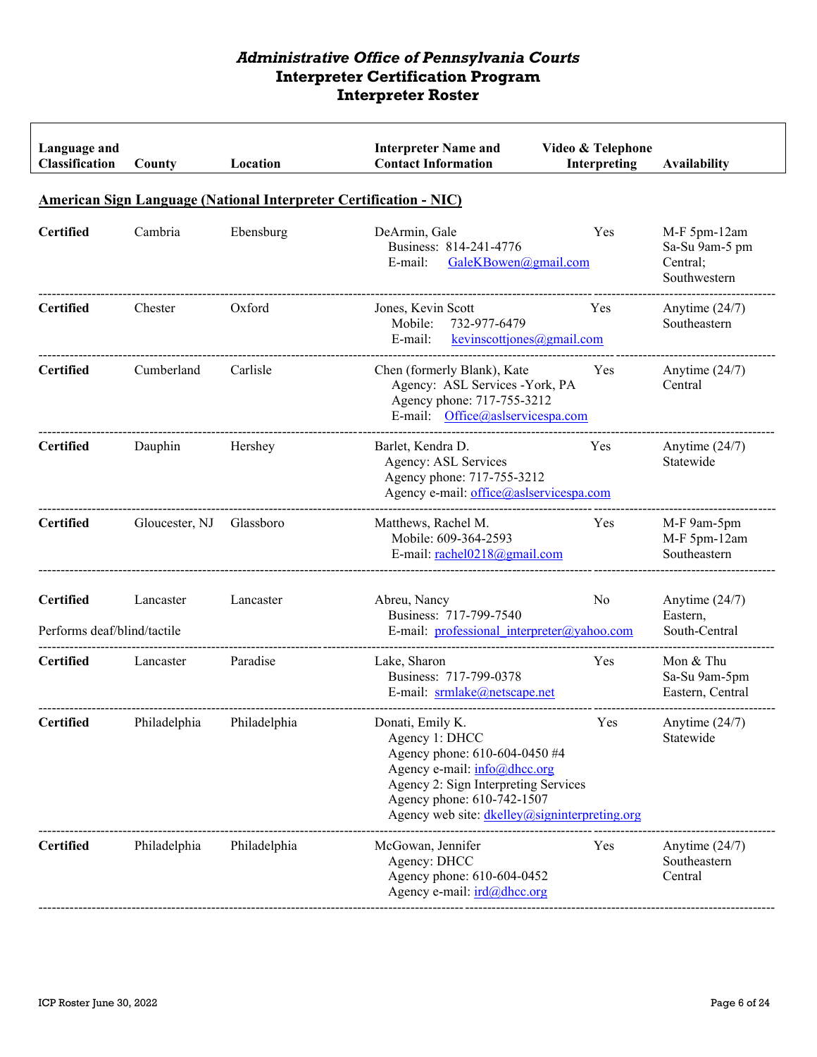# *Administrative Office of Pennsylvania Courts*
## Interpreter Certification Program
## Interpreter Roster

| Language and Classification | County | Location | Interpreter Name and Contact Information | Video & Telephone Interpreting | Availability |
|---|---|---|---|---|---|

**American Sign Language (National Interpreter Certification - NIC)**

| Language and Classification | County | Location | Interpreter Name and Contact Information | Video & Telephone Interpreting | Availability |
|---|---|---|---|---|---|
| **Certified** | Cambria | Ebensburg | DeArmin, Gale<br>Business: 814-241-4776<br>E-mail: GaleKBowen@gmail.com | Yes | M-F 5pm-12am<br>Sa-Su 9am-5 pm<br>Central; Southwestern |
| **Certified** | Chester | Oxford | Jones, Kevin Scott<br>Mobile: 732-977-6479<br>E-mail: kevinscottjones@gmail.com | Yes | Anytime (24/7)<br>Southeastern |
| **Certified** | Cumberland | Carlisle | Chen (formerly Blank), Kate<br>Agency: ASL Services -York, PA<br>Agency phone: 717-755-3212<br>E-mail: Office@aslservicespa.com | Yes | Anytime (24/7)<br>Central |
| **Certified** | Dauphin | Hershey | Barlet, Kendra D.<br>Agency: ASL Services<br>Agency phone: 717-755-3212<br>Agency e-mail: office@aslservicespa.com | Yes | Anytime (24/7)<br>Statewide |
| **Certified** | Gloucester, NJ | Glassboro | Matthews, Rachel M.<br>Mobile: 609-364-2593<br>E-mail: rachel0218@gmail.com | Yes | M-F 9am-5pm<br>M-F 5pm-12am<br>Southeastern |
| **Certified**<br>Performs deaf/blind/tactile | Lancaster | Lancaster | Abreu, Nancy<br>Business: 717-799-7540<br>E-mail: professional_interpreter@yahoo.com | No | Anytime (24/7)<br>Eastern, South-Central |
| **Certified** | Lancaster | Paradise | Lake, Sharon<br>Business: 717-799-0378<br>E-mail: srmlake@netscape.net | Yes | Mon & Thu<br>Sa-Su 9am-5pm<br>Eastern, Central |
| **Certified** | Philadelphia | Philadelphia | Donati, Emily K.<br>Agency 1: DHCC<br>Agency phone: 610-604-0450 #4<br>Agency e-mail: info@dhcc.org<br>Agency 2: Sign Interpreting Services<br>Agency phone: 610-742-1507<br>Agency web site: dkelley@signinterpreting.org | Yes | Anytime (24/7)<br>Statewide |
| **Certified** | Philadelphia | Philadelphia | McGowan, Jennifer<br>Agency: DHCC<br>Agency phone: 610-604-0452<br>Agency e-mail: ird@dhcc.org | Yes | Anytime (24/7)<br>Southeastern<br>Central |

ICP Roster June 30, 2022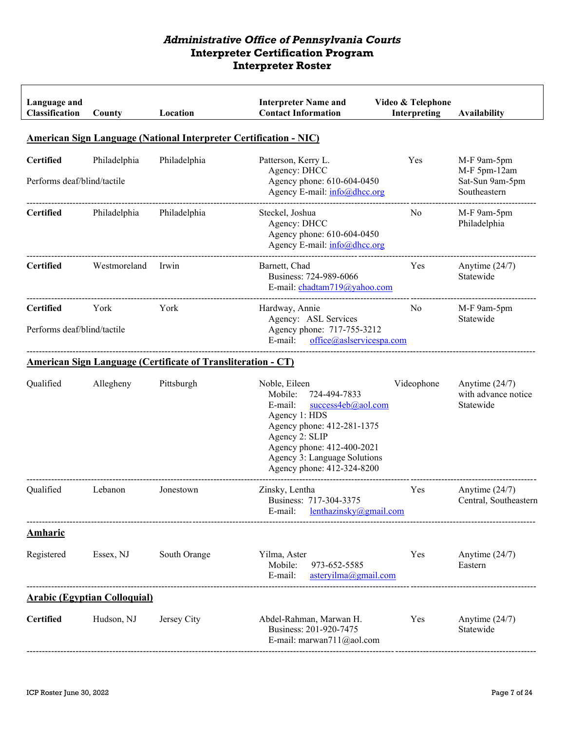# *Administrative Office of Pennsylvania Courts*
## Interpreter Certification Program
## Interpreter Roster

| Language and Classification | County | Location | Interpreter Name and Contact Information | Video & Telephone Interpreting | Availability |
|---|---|---|---|---|---|
| **American Sign Language (National Interpreter Certification - NIC)** | | | | | |
| **Certified**<br>Performs deaf/blind/tactile | Philadelphia | Philadelphia | Patterson, Kerry L.<br>Agency: DHCC<br>Agency phone: 610-604-0450<br>Agency E-mail: info@dhcc.org | Yes | M-F 9am-5pm<br>M-F 5pm-12am<br>Sat-Sun 9am-5pm<br>Southeastern |
| **Certified** | Philadelphia | Philadelphia | Steckel, Joshua<br>Agency: DHCC<br>Agency phone: 610-604-0450<br>Agency E-mail: info@dhcc.org | No | M-F 9am-5pm<br>Philadelphia |
| **Certified** | Westmoreland | Irwin | Barnett, Chad<br>Business: 724-989-6066<br>E-mail: chadtam719@yahoo.com | Yes | Anytime (24/7)<br>Statewide |
| **Certified**<br>Performs deaf/blind/tactile | York | York | Hardway, Annie<br>Agency: ASL Services<br>Agency phone: 717-755-3212<br>E-mail: office@aslservicespa.com | No | M-F 9am-5pm<br>Statewide |
| **American Sign Language (Certificate of Transliteration - CT)** | | | | | |
| Qualified | Allegheny | Pittsburgh | Noble, Eileen<br>Mobile: 724-494-7833<br>E-mail: success4eb@aol.com<br>Agency 1: HDS<br>Agency phone: 412-281-1375<br>Agency 2: SLIP<br>Agency phone: 412-400-2021<br>Agency 3: Language Solutions<br>Agency phone: 412-324-8200 | Videophone | Anytime (24/7) with advance notice<br>Statewide |
| Qualified | Lebanon | Jonestown | Zinsky, Lentha<br>Business: 717-304-3375<br>E-mail: lenthazinsky@gmail.com | Yes | Anytime (24/7)<br>Central, Southeastern |
| **Amharic** | | | | | |
| Registered | Essex, NJ | South Orange | Yilma, Aster<br>Mobile: 973-652-5585<br>E-mail: asteryilma@gmail.com | Yes | Anytime (24/7)<br>Eastern |
| **Arabic (Egyptian Colloquial)** | | | | | |
| **Certified** | Hudson, NJ | Jersey City | Abdel-Rahman, Marwan H.<br>Business: 201-920-7475<br>E-mail: marwan711@aol.com | Yes | Anytime (24/7)<br>Statewide |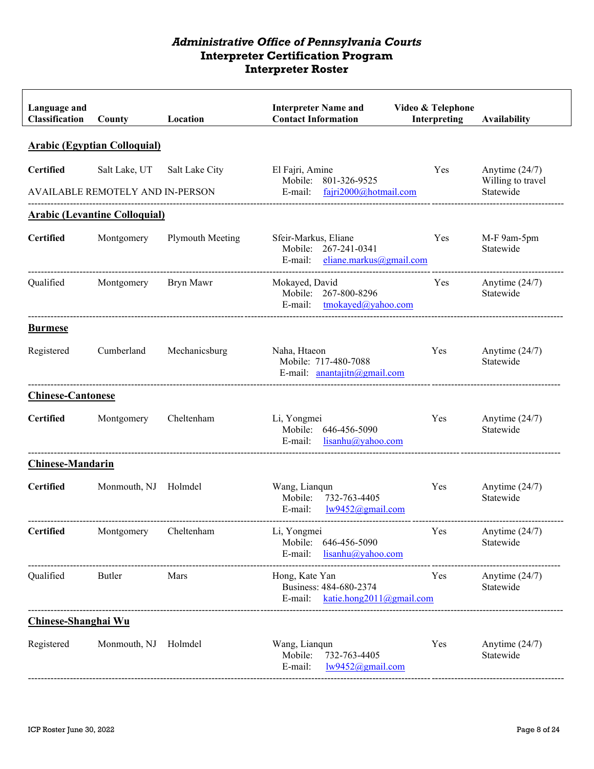# *Administrative Office of Pennsylvania Courts*
# Interpreter Certification Program
# Interpreter Roster

| Language and Classification | County | Location | Interpreter Name and Contact Information | Video & Telephone Interpreting | Availability |
|---|---|---|---|---|---|
| **Arabic (Egyptian Colloquial)** | | | | | |
| **Certified** | Salt Lake, UT | Salt Lake City | El Fajri, Amine<br>Mobile: 801-326-9525<br>E-mail: fajri2000@hotmail.com | Yes | Anytime (24/7)<br>Willing to travel<br>Statewide |
| AVAILABLE REMOTELY AND IN-PERSON | | | | | |
| **Arabic (Levantine Colloquial)** | | | | | |
| **Certified** | Montgomery | Plymouth Meeting | Sfeir-Markus, Eliane<br>Mobile: 267-241-0341<br>E-mail: eliane.markus@gmail.com | Yes | M-F 9am-5pm<br>Statewide |
| Qualified | Montgomery | Bryn Mawr | Mokayed, David<br>Mobile: 267-800-8296<br>E-mail: tmokayed@yahoo.com | Yes | Anytime (24/7)<br>Statewide |
| **Burmese** | | | | | |
| Registered | Cumberland | Mechanicsburg | Naha, Htaeon<br>Mobile: 717-480-7088<br>E-mail: anantajitn@gmail.com | Yes | Anytime (24/7)<br>Statewide |
| **Chinese-Cantonese** | | | | | |
| **Certified** | Montgomery | Cheltenham | Li, Yongmei<br>Mobile: 646-456-5090<br>E-mail: lisanhu@yahoo.com | Yes | Anytime (24/7)<br>Statewide |
| **Chinese-Mandarin** | | | | | |
| **Certified** | Monmouth, NJ | Holmdel | Wang, Lianqun<br>Mobile: 732-763-4405<br>E-mail: lw9452@gmail.com | Yes | Anytime (24/7)<br>Statewide |
| **Certified** | Montgomery | Cheltenham | Li, Yongmei<br>Mobile: 646-456-5090<br>E-mail: lisanhu@yahoo.com | Yes | Anytime (24/7)<br>Statewide |
| Qualified | Butler | Mars | Hong, Kate Yan<br>Business: 484-680-2374<br>E-mail: katie.hong2011@gmail.com | Yes | Anytime (24/7)<br>Statewide |
| **Chinese-Shanghai Wu** | | | | | |
| Registered | Monmouth, NJ | Holmdel | Wang, Lianqun<br>Mobile: 732-763-4405<br>E-mail: lw9452@gmail.com | Yes | Anytime (24/7)<br>Statewide |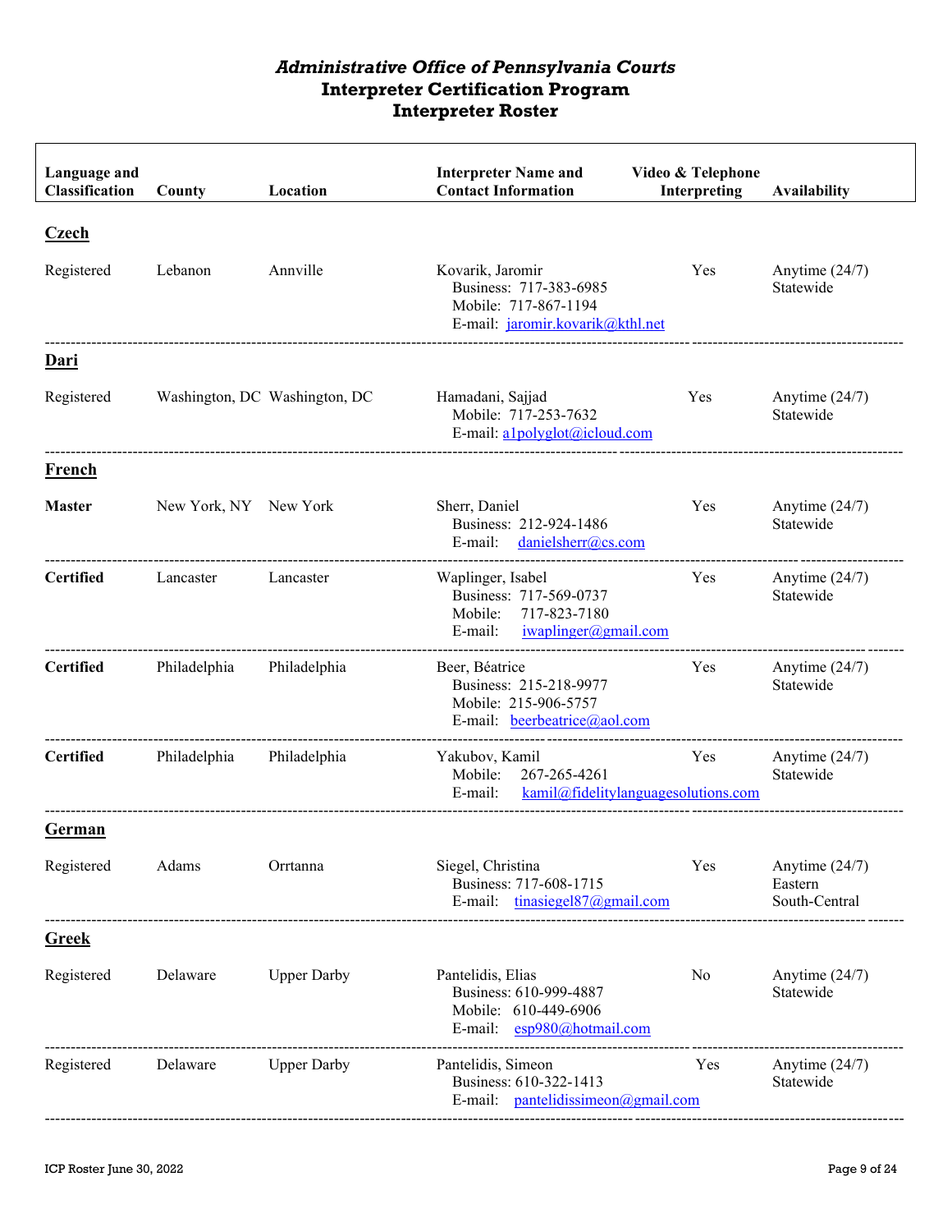# *Administrative Office of Pennsylvania Courts*
## Interpreter Certification Program
## Interpreter Roster

| Language and Classification | County | Location | Interpreter Name and Contact Information | Video & Telephone Interpreting | Availability |
|---|---|---|---|---|---|
| **Czech** | | | | | |
| Registered | Lebanon | Annville | Kovarik, Jaromir<br>Business: 717-383-6985<br>Mobile: 717-867-1194<br>E-mail: jaromir.kovarik@kthl.net | Yes | Anytime (24/7)<br>Statewide |
| **Dari** | | | | | |
| Registered | Washington, DC | Washington, DC | Hamadani, Sajjad<br>Mobile: 717-253-7632<br>E-mail: a1polyglot@icloud.com | Yes | Anytime (24/7)<br>Statewide |
| **French** | | | | | |
| **Master** | New York, NY | New York | Sherr, Daniel<br>Business: 212-924-1486<br>E-mail: danielsherr@cs.com | Yes | Anytime (24/7)<br>Statewide |
| **Certified** | Lancaster | Lancaster | Waplinger, Isabel<br>Business: 717-569-0737<br>Mobile: 717-823-7180<br>E-mail: iwaplinger@gmail.com | Yes | Anytime (24/7)<br>Statewide |
| **Certified** | Philadelphia | Philadelphia | Beer, Béatrice<br>Business: 215-218-9977<br>Mobile: 215-906-5757<br>E-mail: beerbeatrice@aol.com | Yes | Anytime (24/7)<br>Statewide |
| **Certified** | Philadelphia | Philadelphia | Yakubov, Kamil<br>Mobile: 267-265-4261<br>E-mail: kamil@fidelitylanguagesolutions.com | Yes | Anytime (24/7)<br>Statewide |
| **German** | | | | | |
| Registered | Adams | Orrtanna | Siegel, Christina<br>Business: 717-608-1715<br>E-mail: tinasiegel87@gmail.com | Yes | Anytime (24/7)<br>Eastern<br>South-Central |
| **Greek** | | | | | |
| Registered | Delaware | Upper Darby | Pantelidis, Elias<br>Business: 610-999-4887<br>Mobile: 610-449-6906<br>E-mail: esp980@hotmail.com | No | Anytime (24/7)<br>Statewide |
| Registered | Delaware | Upper Darby | Pantelidis, Simeon<br>Business: 610-322-1413<br>E-mail: pantelidissimeon@gmail.com | Yes | Anytime (24/7)<br>Statewide |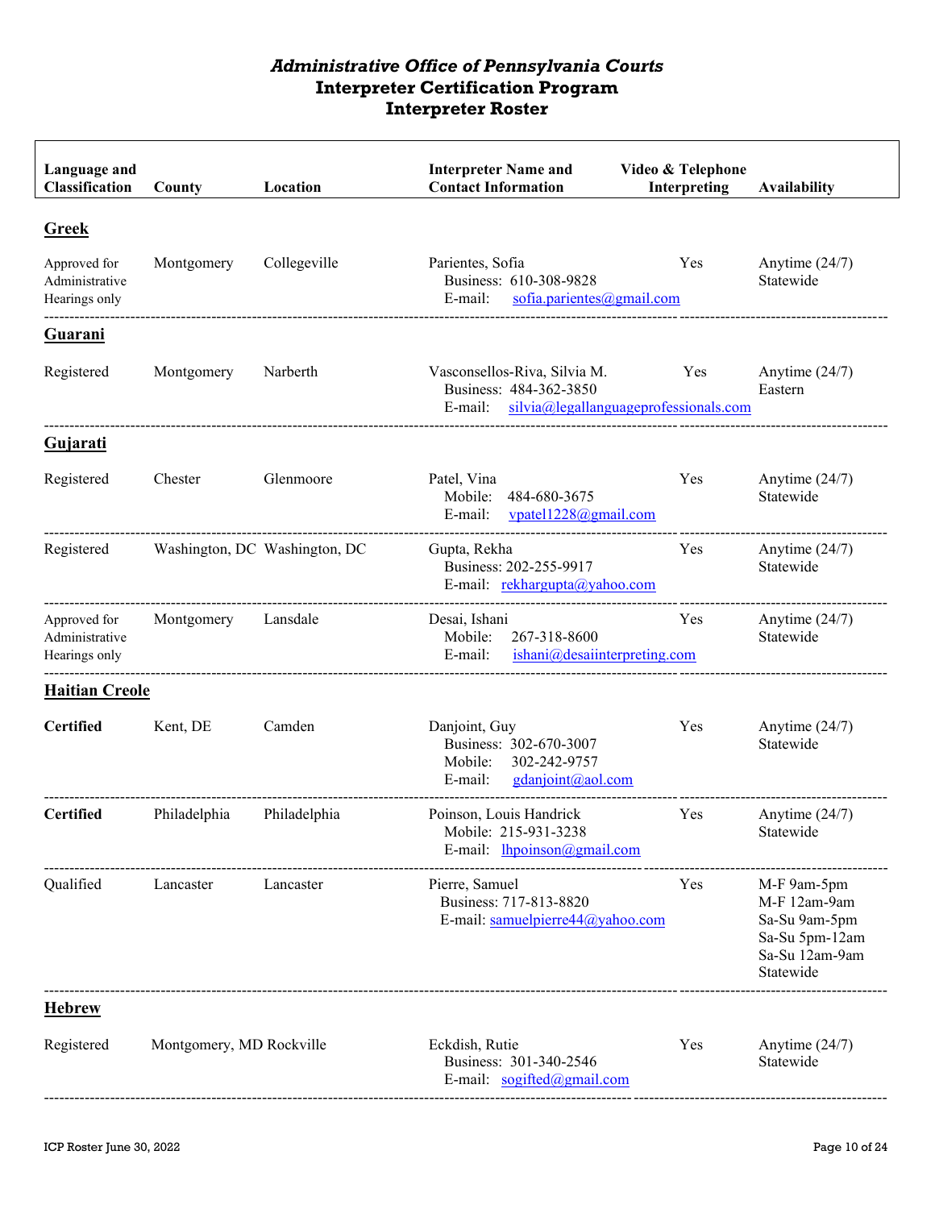# *Administrative Office of Pennsylvania Courts*
# Interpreter Certification Program
# Interpreter Roster

| Language and Classification | County | Location | Interpreter Name and Contact Information | Video & Telephone Interpreting | Availability |
|---|---|---|---|---|---|
| **Greek** | | | | | |
| Approved for Administrative Hearings only | Montgomery | Collegeville | Parientes, Sofia<br>Business: 610-308-9828<br>E-mail: sofia.parientes@gmail.com | Yes | Anytime (24/7)<br>Statewide |
| **Guarani** | | | | | |
| Registered | Montgomery | Narberth | Vasconsellos-Riva, Silvia M.<br>Business: 484-362-3850<br>E-mail: silvia@legallanguageprofessionals.com | Yes | Anytime (24/7)<br>Eastern |
| **Gujarati** | | | | | |
| Registered | Chester | Glenmoore | Patel, Vina<br>Mobile: 484-680-3675<br>E-mail: vpatel1228@gmail.com | Yes | Anytime (24/7)<br>Statewide |
| Registered | Washington, DC | Washington, DC | Gupta, Rekha<br>Business: 202-255-9917<br>E-mail: rekhargupta@yahoo.com | Yes | Anytime (24/7)<br>Statewide |
| Approved for Administrative Hearings only | Montgomery | Lansdale | Desai, Ishani<br>Mobile: 267-318-8600<br>E-mail: ishani@desaiinterpreting.com | Yes | Anytime (24/7)<br>Statewide |
| **Haitian Creole** | | | | | |
| **Certified** | Kent, DE | Camden | Danjoint, Guy<br>Business: 302-670-3007<br>Mobile: 302-242-9757<br>E-mail: gdanjoint@aol.com | Yes | Anytime (24/7)<br>Statewide |
| **Certified** | Philadelphia | Philadelphia | Poinson, Louis Handrick<br>Mobile: 215-931-3238<br>E-mail: lhpoinson@gmail.com | Yes | Anytime (24/7)<br>Statewide |
| Qualified | Lancaster | Lancaster | Pierre, Samuel<br>Business: 717-813-8820<br>E-mail: samuelpierre44@yahoo.com | Yes | M-F 9am-5pm<br>M-F 12am-9am<br>Sa-Su 9am-5pm<br>Sa-Su 5pm-12am<br>Sa-Su 12am-9am<br>Statewide |
| **Hebrew** | | | | | |
| Registered | Montgomery, MD | Rockville | Eckdish, Rutie<br>Business: 301-340-2546<br>E-mail: sogifted@gmail.com | Yes | Anytime (24/7)<br>Statewide |

ICP Roster June 30, 2022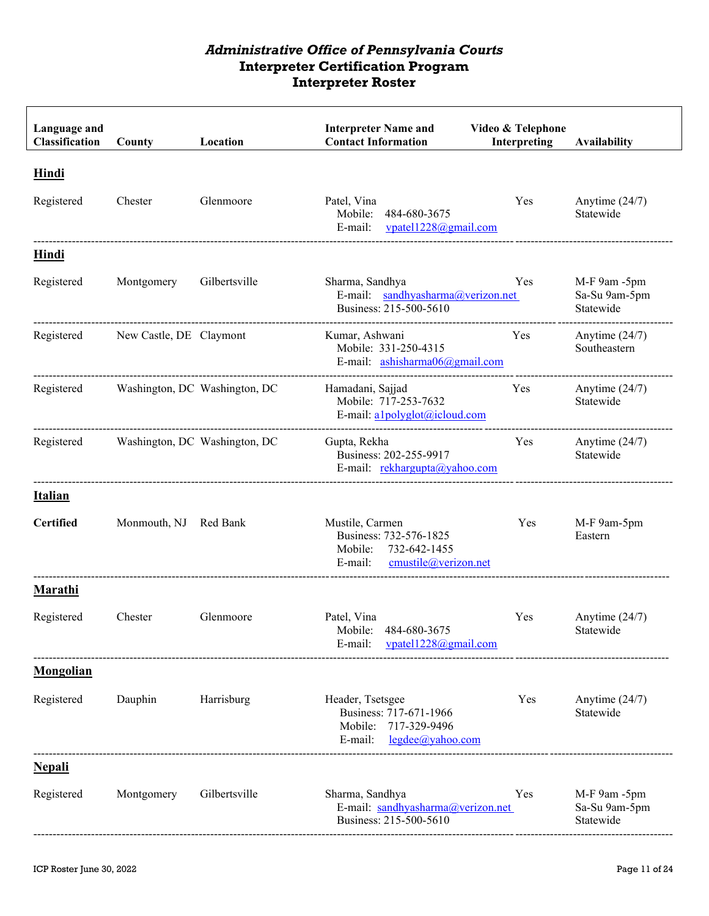# *Administrative Office of Pennsylvania Courts*
# Interpreter Certification Program
# Interpreter Roster

| Language and Classification | County | Location | Interpreter Name and Contact Information | Video & Telephone Interpreting | Availability |
|---|---|---|---|---|---|
| **Hindi** | | | | | |
| Registered | Chester | Glenmoore | Patel, Vina<br>Mobile: 484-680-3675<br>E-mail: vpatel1228@gmail.com | Yes | Anytime (24/7)<br>Statewide |
| **Hindi** | | | | | |
| Registered | Montgomery | Gilbertsville | Sharma, Sandhya<br>E-mail: sandhyasharma@verizon.net<br>Business: 215-500-5610 | Yes | M-F 9am -5pm<br>Sa-Su 9am-5pm<br>Statewide |
| Registered | New Castle, DE | Claymont | Kumar, Ashwani<br>Mobile: 331-250-4315<br>E-mail: ashisharma06@gmail.com | Yes | Anytime (24/7)<br>Southeastern |
| Registered | Washington, DC | Washington, DC | Hamadani, Sajjad<br>Mobile: 717-253-7632<br>E-mail: a1polyglot@icloud.com | Yes | Anytime (24/7)<br>Statewide |
| Registered | Washington, DC | Washington, DC | Gupta, Rekha<br>Business: 202-255-9917<br>E-mail: rekhargupta@yahoo.com | Yes | Anytime (24/7)<br>Statewide |
| **Italian** | | | | | |
| **Certified** | Monmouth, NJ | Red Bank | Mustile, Carmen<br>Business: 732-576-1825<br>Mobile: 732-642-1455<br>E-mail: cmustile@verizon.net | Yes | M-F 9am-5pm<br>Eastern |
| **Marathi** | | | | | |
| Registered | Chester | Glenmoore | Patel, Vina<br>Mobile: 484-680-3675<br>E-mail: vpatel1228@gmail.com | Yes | Anytime (24/7)<br>Statewide |
| **Mongolian** | | | | | |
| Registered | Dauphin | Harrisburg | Header, Tsetsgee<br>Business: 717-671-1966<br>Mobile: 717-329-9496<br>E-mail: legdee@yahoo.com | Yes | Anytime (24/7)<br>Statewide |
| **Nepali** | | | | | |
| Registered | Montgomery | Gilbertsville | Sharma, Sandhya<br>E-mail: sandhyasharma@verizon.net<br>Business: 215-500-5610 | Yes | M-F 9am -5pm<br>Sa-Su 9am-5pm<br>Statewide |

ICP Roster June 30, 2022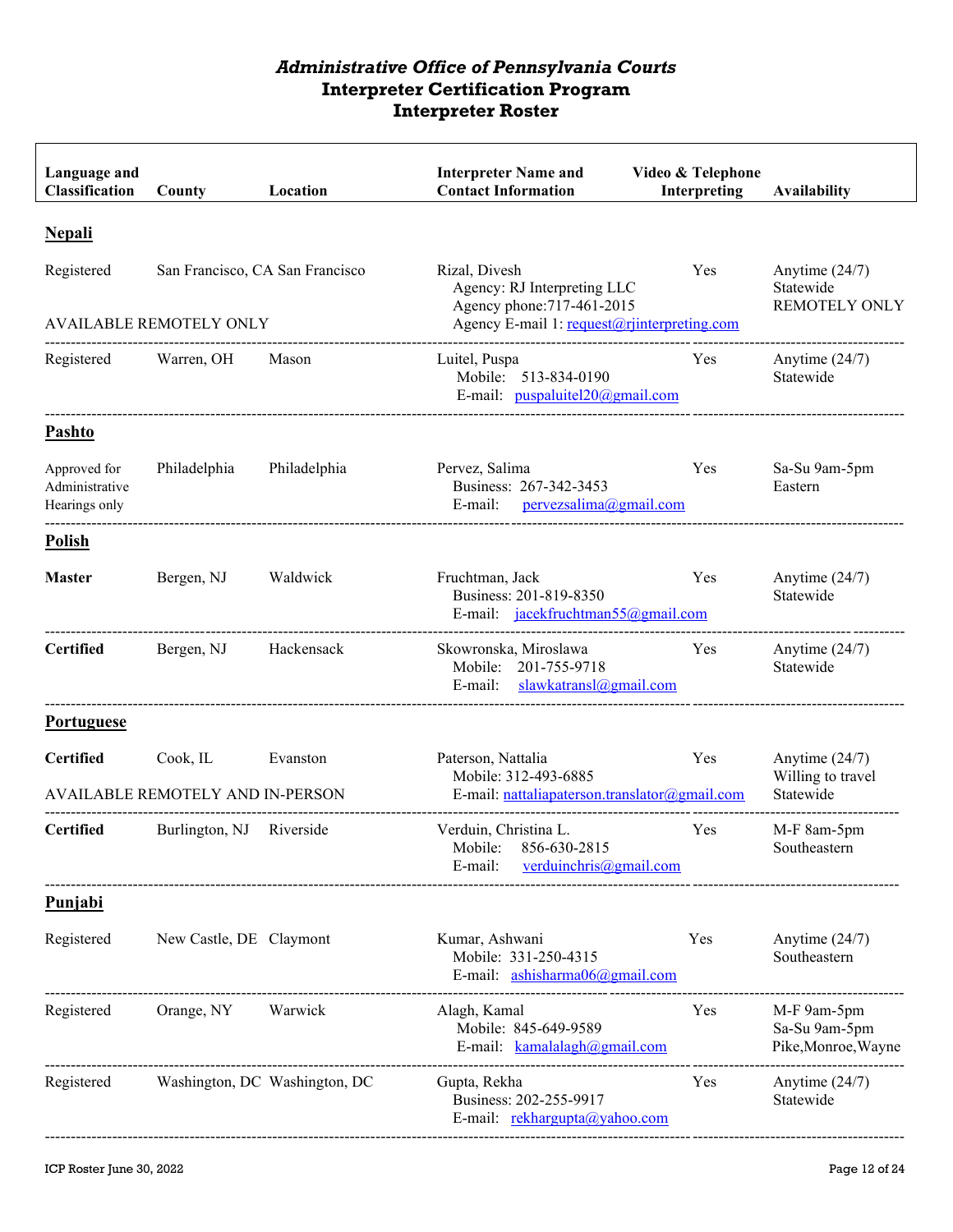# *Administrative Office of Pennsylvania Courts*
# Interpreter Certification Program
# Interpreter Roster

| Language and Classification | County | Location | Interpreter Name and Contact Information | Video & Telephone Interpreting | Availability |
|---|---|---|---|---|---|
| **Nepali** | | | | | |
| Registered<br>AVAILABLE REMOTELY ONLY | San Francisco, CA | San Francisco | Rizal, Divesh<br>Agency: RJ Interpreting LLC<br>Agency phone:717-461-2015<br>Agency E-mail 1: request@rjinterpreting.com | Yes | Anytime (24/7)<br>Statewide<br>REMOTELY ONLY |
| Registered | Warren, OH | Mason | Luitel, Puspa<br>Mobile: 513-834-0190<br>E-mail: puspaluitel20@gmail.com | Yes | Anytime (24/7)<br>Statewide |
| **Pashto** | | | | | |
| Approved for Administrative Hearings only | Philadelphia | Philadelphia | Pervez, Salima<br>Business: 267-342-3453<br>E-mail: pervezsalima@gmail.com | Yes | Sa-Su 9am-5pm<br>Eastern |
| **Polish** | | | | | |
| **Master** | Bergen, NJ | Waldwick | Fruchtman, Jack<br>Business: 201-819-8350<br>E-mail: jacekfruchtman55@gmail.com | Yes | Anytime (24/7)<br>Statewide |
| **Certified** | Bergen, NJ | Hackensack | Skowronska, Miroslawa<br>Mobile: 201-755-9718<br>E-mail: slawkatransl@gmail.com | Yes | Anytime (24/7)<br>Statewide |
| **Portuguese** | | | | | |
| **Certified**<br>AVAILABLE REMOTELY AND IN-PERSON | Cook, IL | Evanston | Paterson, Nattalia<br>Mobile: 312-493-6885<br>E-mail: nattaliapaterson.translator@gmail.com | Yes | Anytime (24/7)<br>Willing to travel<br>Statewide |
| **Certified** | Burlington, NJ | Riverside | Verduin, Christina L.<br>Mobile: 856-630-2815<br>E-mail: verduinchris@gmail.com | Yes | M-F 8am-5pm<br>Southeastern |
| **Punjabi** | | | | | |
| Registered | New Castle, DE | Claymont | Kumar, Ashwani<br>Mobile: 331-250-4315<br>E-mail: ashisharma06@gmail.com | Yes | Anytime (24/7)<br>Southeastern |
| Registered | Orange, NY | Warwick | Alagh, Kamal<br>Mobile: 845-649-9589<br>E-mail: kamalalagh@gmail.com | Yes | M-F 9am-5pm<br>Sa-Su 9am-5pm<br>Pike,Monroe,Wayne |
| Registered | Washington, DC | Washington, DC | Gupta, Rekha<br>Business: 202-255-9917<br>E-mail: rekhargupta@yahoo.com | Yes | Anytime (24/7)<br>Statewide |

ICP Roster June 30, 2022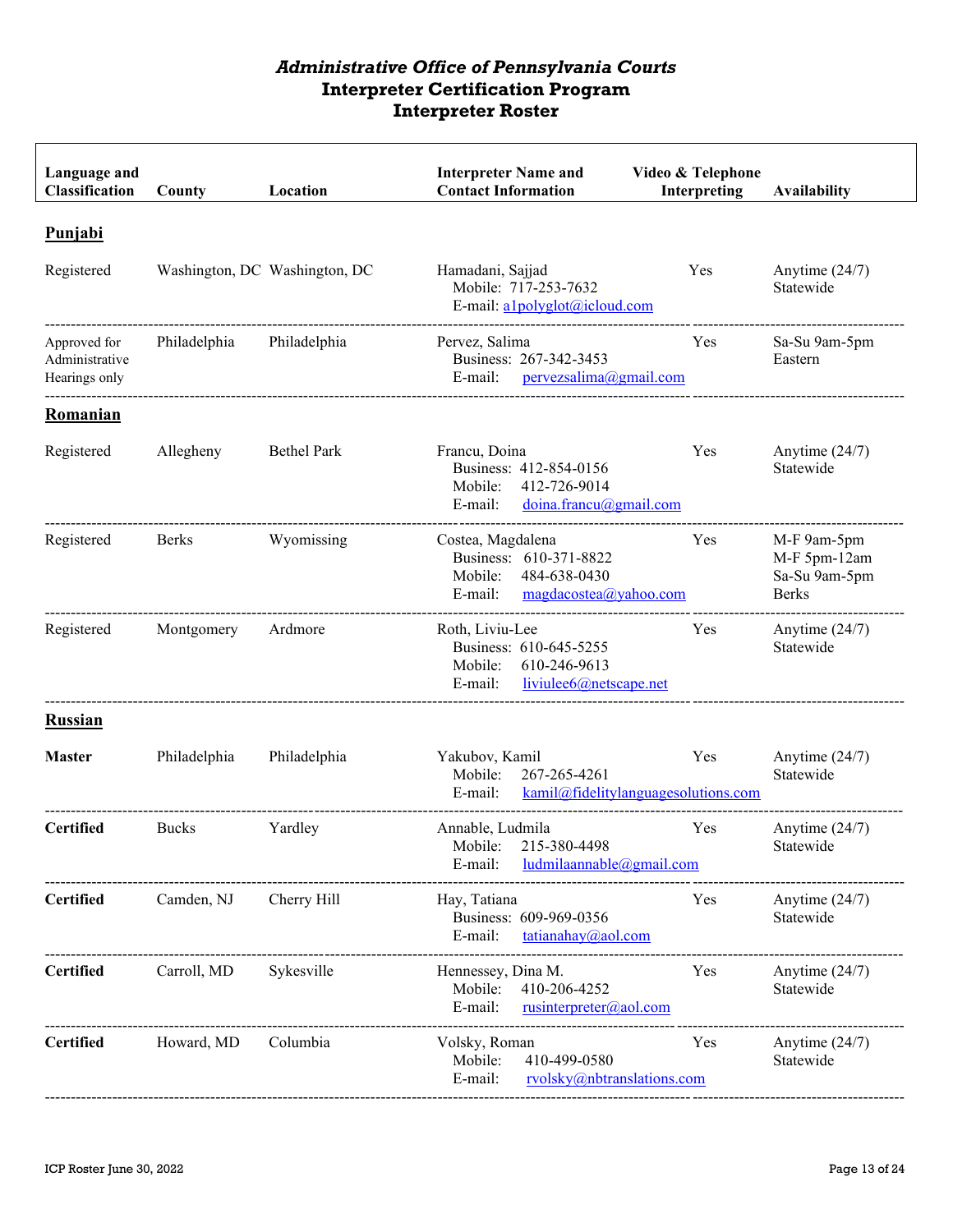# *Administrative Office of Pennsylvania Courts*
# Interpreter Certification Program
# Interpreter Roster

| Language and Classification | County | Location | Interpreter Name and Contact Information | Video & Telephone Interpreting | Availability |
|---|---|---|---|---|---|
| **Punjabi** | | | | | |
| Registered | Washington, DC | Washington, DC | Hamadani, Sajjad<br>Mobile: 717-253-7632<br>E-mail: a1polyglot@icloud.com | Yes | Anytime (24/7)<br>Statewide |
| Approved for Administrative Hearings only | Philadelphia | Philadelphia | Pervez, Salima<br>Business: 267-342-3453<br>E-mail: pervezsalima@gmail.com | Yes | Sa-Su 9am-5pm<br>Eastern |
| **Romanian** | | | | | |
| Registered | Allegheny | Bethel Park | Francu, Doina<br>Business: 412-854-0156<br>Mobile: 412-726-9014<br>E-mail: doina.francu@gmail.com | Yes | Anytime (24/7)<br>Statewide |
| Registered | Berks | Wyomissing | Costea, Magdalena<br>Business: 610-371-8822<br>Mobile: 484-638-0430<br>E-mail: magdacostea@yahoo.com | Yes | M-F 9am-5pm<br>M-F 5pm-12am<br>Sa-Su 9am-5pm<br>Berks |
| Registered | Montgomery | Ardmore | Roth, Liviu-Lee<br>Business: 610-645-5255<br>Mobile: 610-246-9613<br>E-mail: liviulee6@netscape.net | Yes | Anytime (24/7)<br>Statewide |
| **Russian** | | | | | |
| **Master** | Philadelphia | Philadelphia | Yakubov, Kamil<br>Mobile: 267-265-4261<br>E-mail: kamil@fidelitylanguagesolutions.com | Yes | Anytime (24/7)<br>Statewide |
| **Certified** | Bucks | Yardley | Annable, Ludmila<br>Mobile: 215-380-4498<br>E-mail: ludmilaannable@gmail.com | Yes | Anytime (24/7)<br>Statewide |
| **Certified** | Camden, NJ | Cherry Hill | Hay, Tatiana<br>Business: 609-969-0356<br>E-mail: tatianahay@aol.com | Yes | Anytime (24/7)<br>Statewide |
| **Certified** | Carroll, MD | Sykesville | Hennessey, Dina M.<br>Mobile: 410-206-4252<br>E-mail: rusinterpreter@aol.com | Yes | Anytime (24/7)<br>Statewide |
| **Certified** | Howard, MD | Columbia | Volsky, Roman<br>Mobile: 410-499-0580<br>E-mail: rvolsky@nbtranslations.com | Yes | Anytime (24/7)<br>Statewide |

ICP Roster June 30, 2022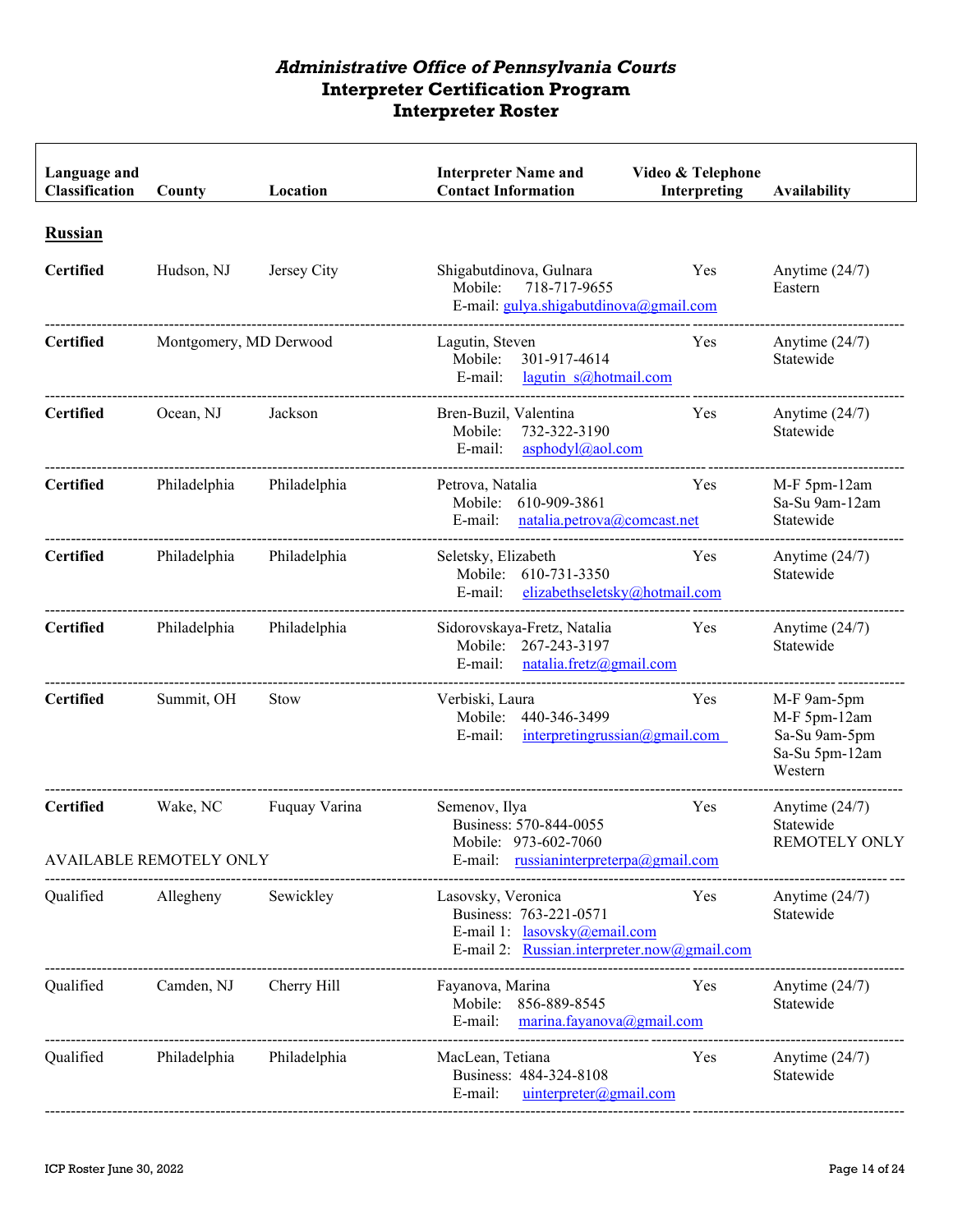# *Administrative Office of Pennsylvania Courts*
# Interpreter Certification Program
# Interpreter Roster

| Language and Classification | County | Location | Interpreter Name and Contact Information | Video & Telephone Interpreting | Availability |
|---|---|---|---|---|---|
| **Russian** | | | | | |
| **Certified** | Hudson, NJ | Jersey City | Shigabutdinova, Gulnara<br>Mobile: 718-717-9655<br>E-mail: gulya.shigabutdinova@gmail.com | Yes | Anytime (24/7)<br>Eastern |
| **Certified** | Montgomery, MD | Derwood | Lagutin, Steven<br>Mobile: 301-917-4614<br>E-mail: lagutin_s@hotmail.com | Yes | Anytime (24/7)<br>Statewide |
| **Certified** | Ocean, NJ | Jackson | Bren-Buzil, Valentina<br>Mobile: 732-322-3190<br>E-mail: asphodyl@aol.com | Yes | Anytime (24/7)<br>Statewide |
| **Certified** | Philadelphia | Philadelphia | Petrova, Natalia<br>Mobile: 610-909-3861<br>E-mail: natalia.petrova@comcast.net | Yes | M-F 5pm-12am<br>Sa-Su 9am-12am<br>Statewide |
| **Certified** | Philadelphia | Philadelphia | Seletsky, Elizabeth<br>Mobile: 610-731-3350<br>E-mail: elizabethseletsky@hotmail.com | Yes | Anytime (24/7)<br>Statewide |
| **Certified** | Philadelphia | Philadelphia | Sidorovskaya-Fretz, Natalia<br>Mobile: 267-243-3197<br>E-mail: natalia.fretz@gmail.com | Yes | Anytime (24/7)<br>Statewide |
| **Certified** | Summit, OH | Stow | Verbiski, Laura<br>Mobile: 440-346-3499<br>E-mail: interpretingrussian@gmail.com | Yes | M-F 9am-5pm<br>M-F 5pm-12am<br>Sa-Su 9am-5pm<br>Sa-Su 5pm-12am<br>Western |
| **Certified**<br>AVAILABLE REMOTELY ONLY | Wake, NC | Fuquay Varina | Semenov, Ilya<br>Business: 570-844-0055<br>Mobile: 973-602-7060<br>E-mail: russianinterpreterpa@gmail.com | Yes | Anytime (24/7)<br>Statewide<br>REMOTELY ONLY |
| Qualified | Allegheny | Sewickley | Lasovsky, Veronica<br>Business: 763-221-0571<br>E-mail 1: lasovsky@email.com<br>E-mail 2: Russian.interpreter.now@gmail.com | Yes | Anytime (24/7)<br>Statewide |
| Qualified | Camden, NJ | Cherry Hill | Fayanova, Marina<br>Mobile: 856-889-8545<br>E-mail: marina.fayanova@gmail.com | Yes | Anytime (24/7)<br>Statewide |
| Qualified | Philadelphia | Philadelphia | MacLean, Tetiana<br>Business: 484-324-8108<br>E-mail: uinterpreter@gmail.com | Yes | Anytime (24/7)<br>Statewide |

ICP Roster June 30, 2022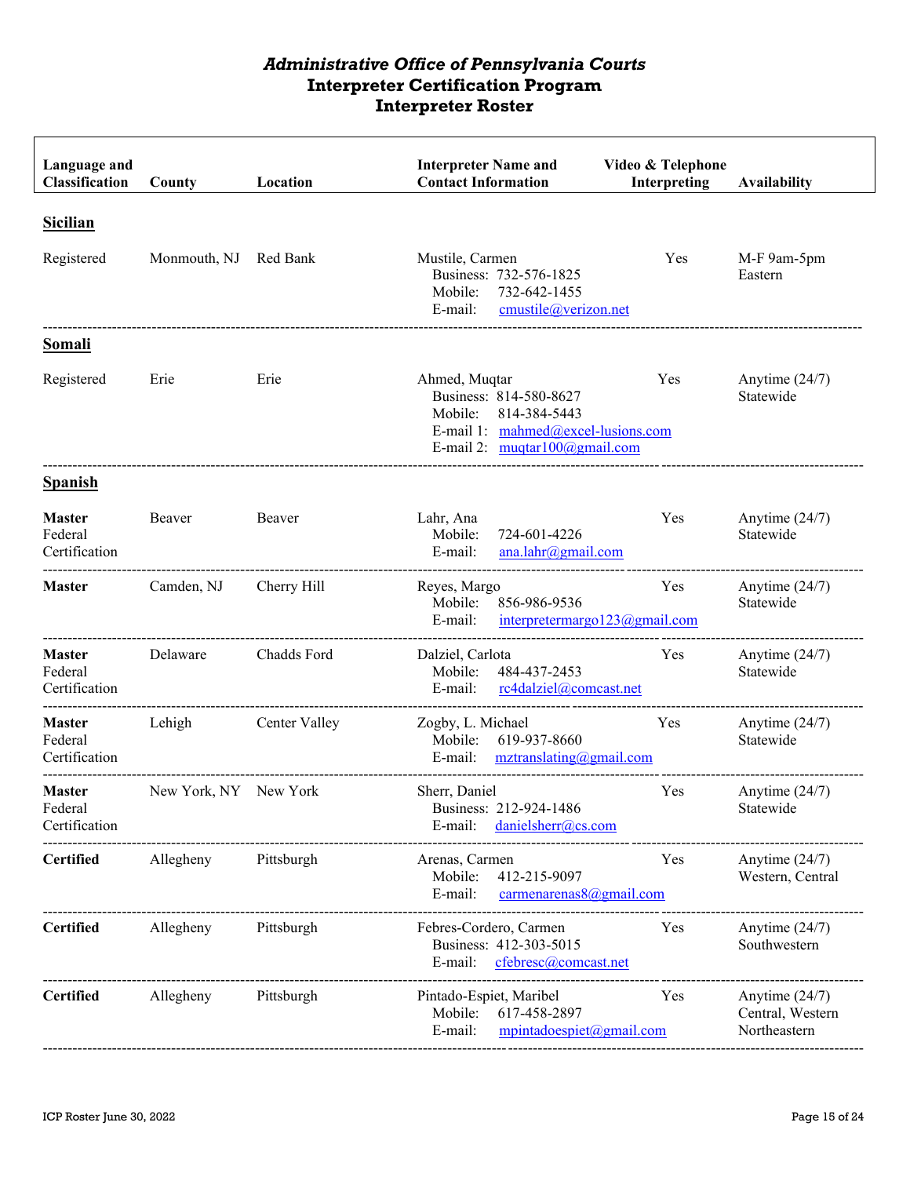# *Administrative Office of Pennsylvania Courts*
## Interpreter Certification Program
## Interpreter Roster

| Language and Classification | County | Location | Interpreter Name and Contact Information | Video & Telephone Interpreting | Availability |
|---|---|---|---|---|---|
| **Sicilian** | | | | | |
| Registered | Monmouth, NJ | Red Bank | Mustile, Carmen<br>Business: 732-576-1825<br>Mobile: 732-642-1455<br>E-mail: cmustile@verizon.net | Yes | M-F 9am-5pm Eastern |
| **Somali** | | | | | |
| Registered | Erie | Erie | Ahmed, Muqtar<br>Business: 814-580-8627<br>Mobile: 814-384-5443<br>E-mail 1: mahmed@excel-lusions.com<br>E-mail 2: muqtar100@gmail.com | Yes | Anytime (24/7) Statewide |
| **Spanish** | | | | | |
| **Master** Federal Certification | Beaver | Beaver | Lahr, Ana<br>Mobile: 724-601-4226<br>E-mail: ana.lahr@gmail.com | Yes | Anytime (24/7) Statewide |
| **Master** | Camden, NJ | Cherry Hill | Reyes, Margo<br>Mobile: 856-986-9536<br>E-mail: interpretermargo123@gmail.com | Yes | Anytime (24/7) Statewide |
| **Master** Federal Certification | Delaware | Chadds Ford | Dalziel, Carlota<br>Mobile: 484-437-2453<br>E-mail: rc4dalziel@comcast.net | Yes | Anytime (24/7) Statewide |
| **Master** Federal Certification | Lehigh | Center Valley | Zogby, L. Michael<br>Mobile: 619-937-8660<br>E-mail: mztranslating@gmail.com | Yes | Anytime (24/7) Statewide |
| **Master** Federal Certification | New York, NY | New York | Sherr, Daniel<br>Business: 212-924-1486<br>E-mail: danielsherr@cs.com | Yes | Anytime (24/7) Statewide |
| **Certified** | Allegheny | Pittsburgh | Arenas, Carmen<br>Mobile: 412-215-9097<br>E-mail: carmenarenas8@gmail.com | Yes | Anytime (24/7) Western, Central |
| **Certified** | Allegheny | Pittsburgh | Febres-Cordero, Carmen<br>Business: 412-303-5015<br>E-mail: cfebresc@comcast.net | Yes | Anytime (24/7) Southwestern |
| **Certified** | Allegheny | Pittsburgh | Pintado-Espiet, Maribel<br>Mobile: 617-458-2897<br>E-mail: mpintadoespiet@gmail.com | Yes | Anytime (24/7) Central, Western Northeastern |

ICP Roster June 30, 2022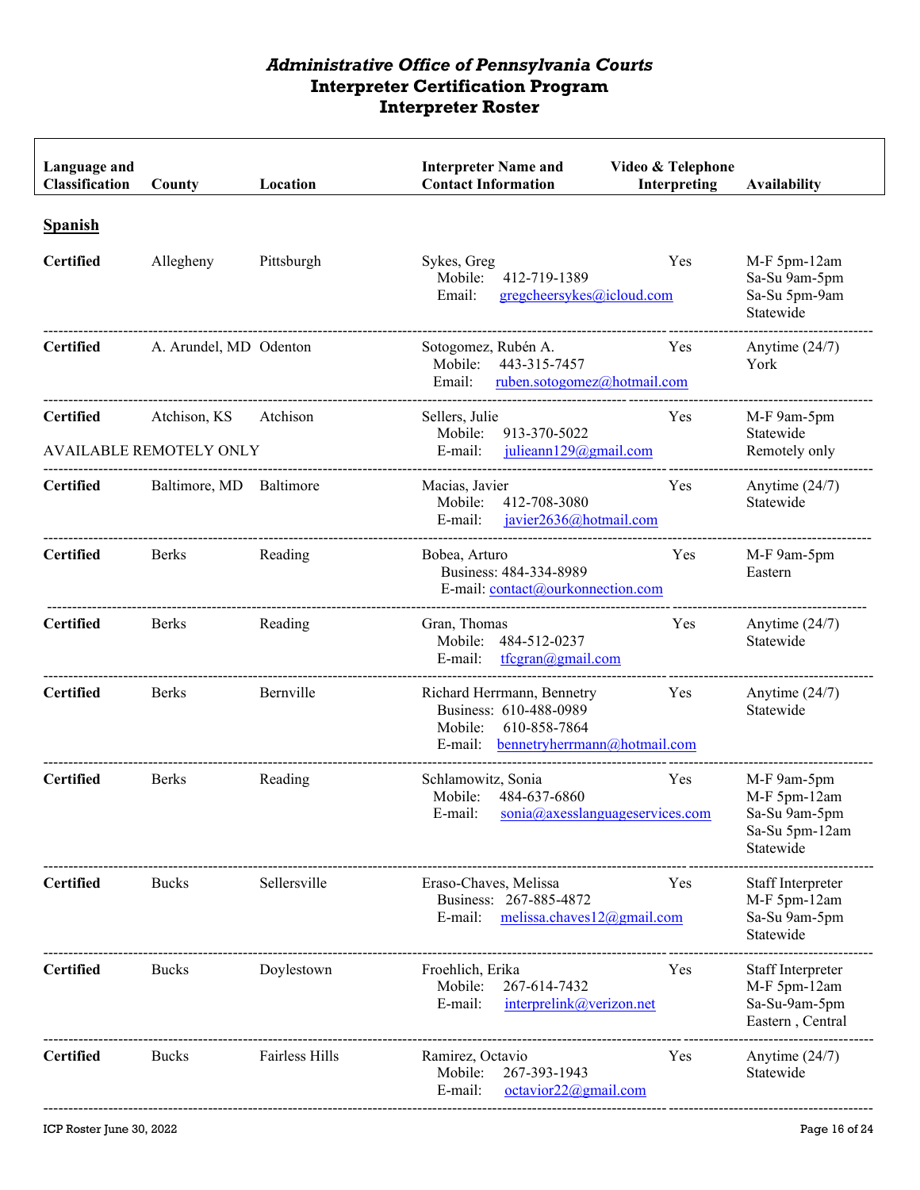# *Administrative Office of Pennsylvania Courts*
## Interpreter Certification Program
## Interpreter Roster

| Language and Classification | County | Location | Interpreter Name and Contact Information | Video & Telephone Interpreting | Availability |
|---|---|---|---|---|---|
| **Spanish** | | | | | |
| **Certified** | Allegheny | Pittsburgh | Sykes, Greg<br>Mobile: 412-719-1389<br>Email: gregcheersykes@icloud.com | Yes | M-F 5pm-12am<br>Sa-Su 9am-5pm<br>Sa-Su 5pm-9am<br>Statewide |
| **Certified** | A. Arundel, MD | Odenton | Sotogomez, Rubén A.<br>Mobile: 443-315-7457<br>Email: ruben.sotogomez@hotmail.com | Yes | Anytime (24/7)<br>York |
| **Certified**<br>AVAILABLE REMOTELY ONLY | Atchison, KS | Atchison | Sellers, Julie<br>Mobile: 913-370-5022<br>E-mail: julieann129@gmail.com | Yes | M-F 9am-5pm<br>Statewide<br>Remotely only |
| **Certified** | Baltimore, MD | Baltimore | Macias, Javier<br>Mobile: 412-708-3080<br>E-mail: javier2636@hotmail.com | Yes | Anytime (24/7)<br>Statewide |
| **Certified** | Berks | Reading | Bobea, Arturo<br>Business: 484-334-8989<br>E-mail: contact@ourkonnection.com | Yes | M-F 9am-5pm<br>Eastern |
| **Certified** | Berks | Reading | Gran, Thomas<br>Mobile: 484-512-0237<br>E-mail: tfcgran@gmail.com | Yes | Anytime (24/7)<br>Statewide |
| **Certified** | Berks | Bernville | Richard Herrmann, Bennetry<br>Business: 610-488-0989<br>Mobile: 610-858-7864<br>E-mail: bennetryherrmann@hotmail.com | Yes | Anytime (24/7)<br>Statewide |
| **Certified** | Berks | Reading | Schlamowitz, Sonia<br>Mobile: 484-637-6860<br>E-mail: sonia@axesslanguageservices.com | Yes | M-F 9am-5pm<br>M-F 5pm-12am<br>Sa-Su 9am-5pm<br>Sa-Su 5pm-12am<br>Statewide |
| **Certified** | Bucks | Sellersville | Eraso-Chaves, Melissa<br>Business: 267-885-4872<br>E-mail: melissa.chaves12@gmail.com | Yes | Staff Interpreter<br>M-F 5pm-12am<br>Sa-Su 9am-5pm<br>Statewide |
| **Certified** | Bucks | Doylestown | Froehlich, Erika<br>Mobile: 267-614-7432<br>E-mail: interprelink@verizon.net | Yes | Staff Interpreter<br>M-F 5pm-12am<br>Sa-Su-9am-5pm<br>Eastern , Central |
| **Certified** | Bucks | Fairless Hills | Ramirez, Octavio<br>Mobile: 267-393-1943<br>E-mail: octavior22@gmail.com | Yes | Anytime (24/7)<br>Statewide |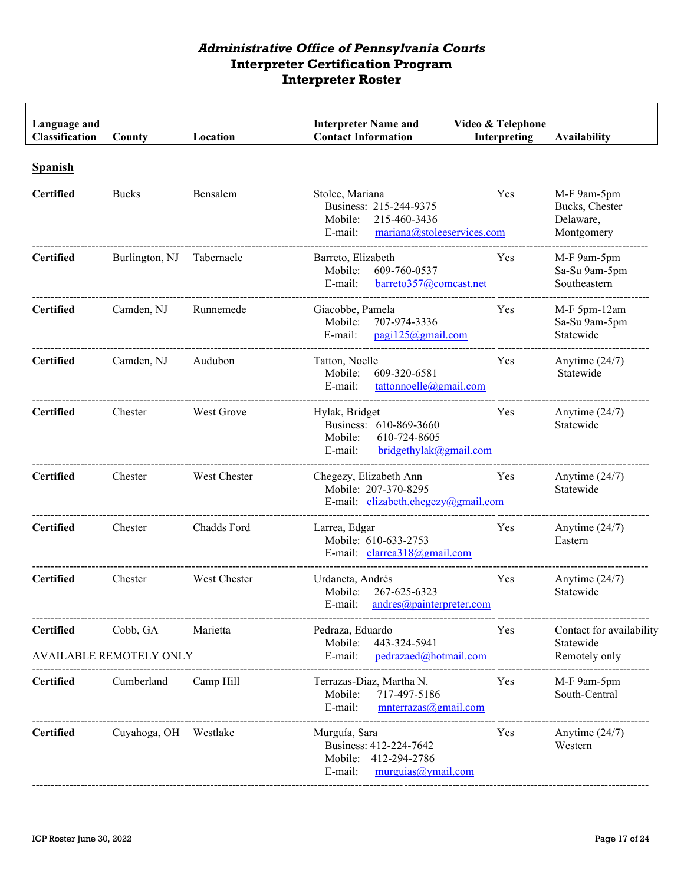# *Administrative Office of Pennsylvania Courts*
## Interpreter Certification Program
## Interpreter Roster

| Language and Classification | County | Location | Interpreter Name and Contact Information | Video & Telephone Interpreting | Availability |
|---|---|---|---|---|---|
| **Spanish** | | | | | |
| **Certified** | Bucks | Bensalem | Stolee, Mariana<br>Business: 215-244-9375<br>Mobile: 215-460-3436<br>E-mail: mariana@stoleeservices.com | Yes | M-F 9am-5pm<br>Bucks, Chester<br>Delaware,<br>Montgomery |
| **Certified** | Burlington, NJ | Tabernacle | Barreto, Elizabeth<br>Mobile: 609-760-0537<br>E-mail: barreto357@comcast.net | Yes | M-F 9am-5pm<br>Sa-Su 9am-5pm<br>Southeastern |
| **Certified** | Camden, NJ | Runnemede | Giacobbe, Pamela<br>Mobile: 707-974-3336<br>E-mail: pagi125@gmail.com | Yes | M-F 5pm-12am<br>Sa-Su 9am-5pm<br>Statewide |
| **Certified** | Camden, NJ | Audubon | Tatton, Noelle<br>Mobile: 609-320-6581<br>E-mail: tattonnoelle@gmail.com | Yes | Anytime (24/7)<br>Statewide |
| **Certified** | Chester | West Grove | Hylak, Bridget<br>Business: 610-869-3660<br>Mobile: 610-724-8605<br>E-mail: bridgethylak@gmail.com | Yes | Anytime (24/7)<br>Statewide |
| **Certified** | Chester | West Chester | Chegezy, Elizabeth Ann<br>Mobile: 207-370-8295<br>E-mail: elizabeth.chegezy@gmail.com | Yes | Anytime (24/7)<br>Statewide |
| **Certified** | Chester | Chadds Ford | Larrea, Edgar<br>Mobile: 610-633-2753<br>E-mail: elarrea318@gmail.com | Yes | Anytime (24/7)<br>Eastern |
| **Certified** | Chester | West Chester | Urdaneta, Andrés<br>Mobile: 267-625-6323<br>E-mail: andres@painterpreter.com | Yes | Anytime (24/7)<br>Statewide |
| **Certified**<br>AVAILABLE REMOTELY ONLY | Cobb, GA | Marietta | Pedraza, Eduardo<br>Mobile: 443-324-5941<br>E-mail: pedrazaed@hotmail.com | Yes | Contact for availability<br>Statewide<br>Remotely only |
| **Certified** | Cumberland | Camp Hill | Terrazas-Diaz, Martha N.<br>Mobile: 717-497-5186<br>E-mail: mnterrazas@gmail.com | Yes | M-F 9am-5pm<br>South-Central |
| **Certified** | Cuyahoga, OH | Westlake | Murguía, Sara<br>Business: 412-224-7642<br>Mobile: 412-294-2786<br>E-mail: murguias@ymail.com | Yes | Anytime (24/7)<br>Western |

ICP Roster June 30, 2022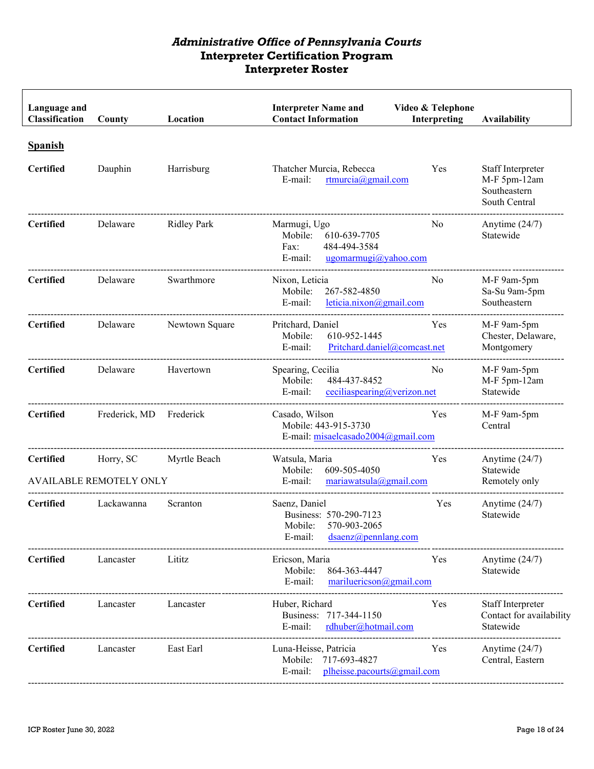# *Administrative Office of Pennsylvania Courts*
# Interpreter Certification Program
# Interpreter Roster

| Language and Classification | County | Location | Interpreter Name and Contact Information | Video & Telephone Interpreting | Availability |
|---|---|---|---|---|---|
| **Spanish** | | | | | |
| **Certified** | Dauphin | Harrisburg | Thatcher Murcia, Rebecca<br>E-mail: rtmurcia@gmail.com | Yes | Staff Interpreter<br>M-F 5pm-12am<br>Southeastern<br>South Central |
| **Certified** | Delaware | Ridley Park | Marmugi, Ugo<br>Mobile: 610-639-7705<br>Fax: 484-494-3584<br>E-mail: ugomarmugi@yahoo.com | No | Anytime (24/7)<br>Statewide |
| **Certified** | Delaware | Swarthmore | Nixon, Leticia<br>Mobile: 267-582-4850<br>E-mail: leticia.nixon@gmail.com | No | M-F 9am-5pm<br>Sa-Su 9am-5pm<br>Southeastern |
| **Certified** | Delaware | Newtown Square | Pritchard, Daniel<br>Mobile: 610-952-1445<br>E-mail: Pritchard.daniel@comcast.net | Yes | M-F 9am-5pm<br>Chester, Delaware, Montgomery |
| **Certified** | Delaware | Havertown | Spearing, Cecilia<br>Mobile: 484-437-8452<br>E-mail: ceciliaspearing@verizon.net | No | M-F 9am-5pm<br>M-F 5pm-12am<br>Statewide |
| **Certified** | Frederick, MD | Frederick | Casado, Wilson<br>Mobile: 443-915-3730<br>E-mail: misaelcasado2004@gmail.com | Yes | M-F 9am-5pm<br>Central |
| **Certified**<br>AVAILABLE REMOTELY ONLY | Horry, SC | Myrtle Beach | Watsula, Maria<br>Mobile: 609-505-4050<br>E-mail: mariawatsula@gmail.com | Yes | Anytime (24/7)<br>Statewide<br>Remotely only |
| **Certified** | Lackawanna | Scranton | Saenz, Daniel<br>Business: 570-290-7123<br>Mobile: 570-903-2065<br>E-mail: dsaenz@pennlang.com | Yes | Anytime (24/7)<br>Statewide |
| **Certified** | Lancaster | Lititz | Ericson, Maria<br>Mobile: 864-363-4447<br>E-mail: mariluericson@gmail.com | Yes | Anytime (24/7)<br>Statewide |
| **Certified** | Lancaster | Lancaster | Huber, Richard<br>Business: 717-344-1150<br>E-mail: rdhuber@hotmail.com | Yes | Staff Interpreter<br>Contact for availability<br>Statewide |
| **Certified** | Lancaster | East Earl | Luna-Heisse, Patricia<br>Mobile: 717-693-4827<br>E-mail: plheisse.pacourts@gmail.com | Yes | Anytime (24/7)<br>Central, Eastern |

ICP Roster June 30, 2022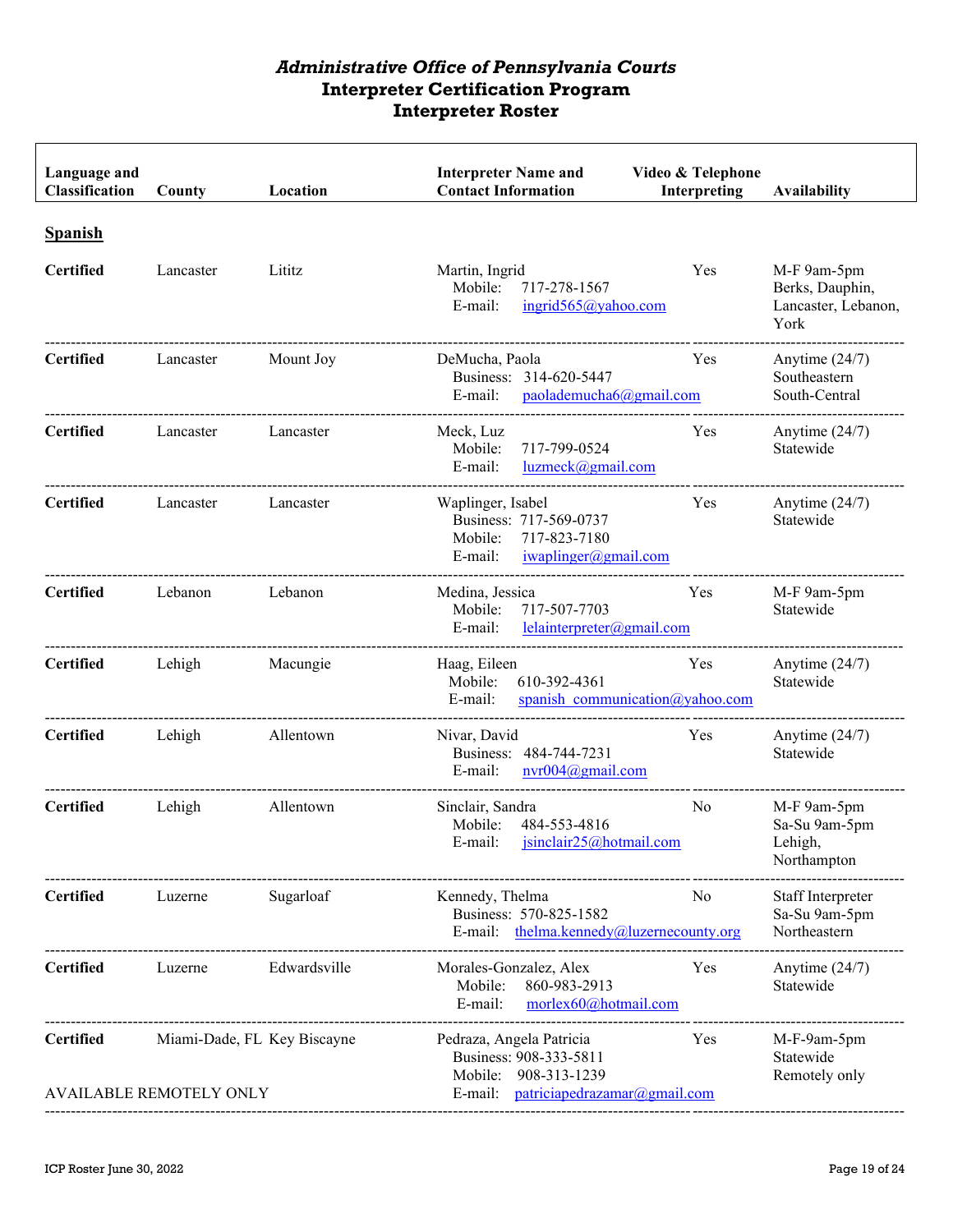# *Administrative Office of Pennsylvania Courts*
## Interpreter Certification Program
## Interpreter Roster

| Language and Classification | County | Location | Interpreter Name and Contact Information | Video & Telephone Interpreting | Availability |
|---|---|---|---|---|---|
| **Spanish** | | | | | |
| **Certified** | Lancaster | Lititz | Martin, Ingrid<br>Mobile: 717-278-1567<br>E-mail: ingrid565@yahoo.com | Yes | M-F 9am-5pm<br>Berks, Dauphin, Lancaster, Lebanon, York |
| **Certified** | Lancaster | Mount Joy | DeMucha, Paola<br>Business: 314-620-5447<br>E-mail: paolademucha6@gmail.com | Yes | Anytime (24/7)<br>Southeastern<br>South-Central |
| **Certified** | Lancaster | Lancaster | Meck, Luz<br>Mobile: 717-799-0524<br>E-mail: luzmeck@gmail.com | Yes | Anytime (24/7)<br>Statewide |
| **Certified** | Lancaster | Lancaster | Waplinger, Isabel<br>Business: 717-569-0737<br>Mobile: 717-823-7180<br>E-mail: iwaplinger@gmail.com | Yes | Anytime (24/7)<br>Statewide |
| **Certified** | Lebanon | Lebanon | Medina, Jessica<br>Mobile: 717-507-7703<br>E-mail: lelainterpreter@gmail.com | Yes | M-F 9am-5pm<br>Statewide |
| **Certified** | Lehigh | Macungie | Haag, Eileen<br>Mobile: 610-392-4361<br>E-mail: spanish_communication@yahoo.com | Yes | Anytime (24/7)<br>Statewide |
| **Certified** | Lehigh | Allentown | Nivar, David<br>Business: 484-744-7231<br>E-mail: nvr004@gmail.com | Yes | Anytime (24/7)<br>Statewide |
| **Certified** | Lehigh | Allentown | Sinclair, Sandra<br>Mobile: 484-553-4816<br>E-mail: jsinclair25@hotmail.com | No | M-F 9am-5pm<br>Sa-Su 9am-5pm<br>Lehigh, Northampton |
| **Certified** | Luzerne | Sugarloaf | Kennedy, Thelma<br>Business: 570-825-1582<br>E-mail: thelma.kennedy@luzernecounty.org | No | Staff Interpreter<br>Sa-Su 9am-5pm<br>Northeastern |
| **Certified** | Luzerne | Edwardsville | Morales-Gonzalez, Alex<br>Mobile: 860-983-2913<br>E-mail: morlex60@hotmail.com | Yes | Anytime (24/7)<br>Statewide |
| **Certified**<br><br>AVAILABLE REMOTELY ONLY | Miami-Dade, FL | Key Biscayne | Pedraza, Angela Patricia<br>Business: 908-333-5811<br>Mobile: 908-313-1239<br>E-mail: patriciapedrazamar@gmail.com | Yes | M-F-9am-5pm<br>Statewide<br>Remotely only |

ICP Roster June 30, 2022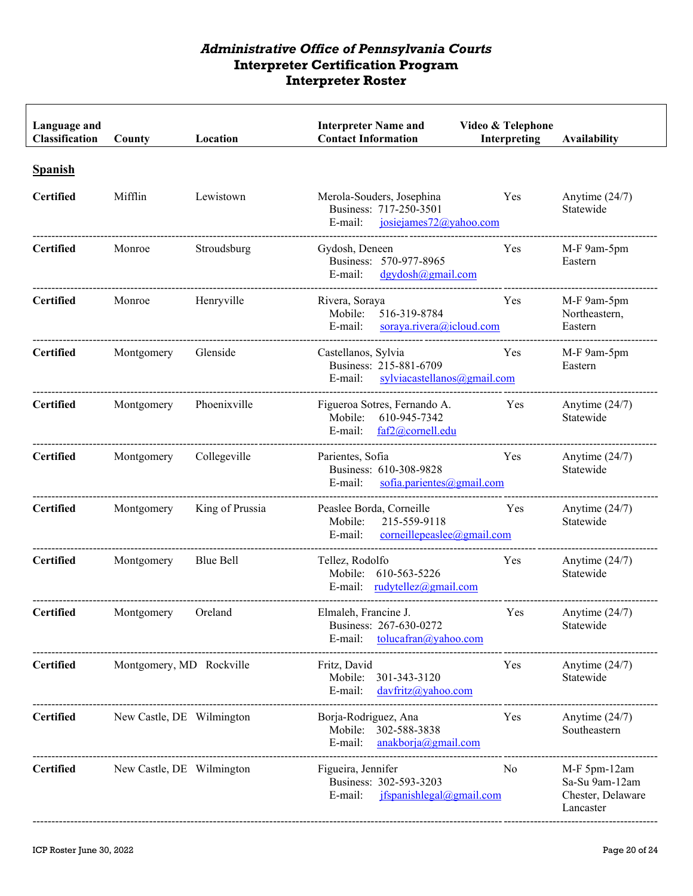# *Administrative Office of Pennsylvania Courts*
# Interpreter Certification Program
# Interpreter Roster

| Language and Classification | County | Location | Interpreter Name and Contact Information | Video & Telephone Interpreting | Availability |
|---|---|---|---|---|---|
| **Spanish** | | | | | |
| **Certified** | Mifflin | Lewistown | Merola-Souders, Josephina<br>Business: 717-250-3501<br>E-mail: josiejames72@yahoo.com | Yes | Anytime (24/7)<br>Statewide |
| **Certified** | Monroe | Stroudsburg | Gydosh, Deneen<br>Business: 570-977-8965<br>E-mail: dgydosh@gmail.com | Yes | M-F 9am-5pm<br>Eastern |
| **Certified** | Monroe | Henryville | Rivera, Soraya<br>Mobile: 516-319-8784<br>E-mail: soraya.rivera@icloud.com | Yes | M-F 9am-5pm<br>Northeastern, Eastern |
| **Certified** | Montgomery | Glenside | Castellanos, Sylvia<br>Business: 215-881-6709<br>E-mail: sylviacastellanos@gmail.com | Yes | M-F 9am-5pm<br>Eastern |
| **Certified** | Montgomery | Phoenixville | Figueroa Sotres, Fernando A.<br>Mobile: 610-945-7342<br>E-mail: faf2@cornell.edu | Yes | Anytime (24/7)<br>Statewide |
| **Certified** | Montgomery | Collegeville | Parientes, Sofia<br>Business: 610-308-9828<br>E-mail: sofia.parientes@gmail.com | Yes | Anytime (24/7)<br>Statewide |
| **Certified** | Montgomery | King of Prussia | Peaslee Borda, Corneille<br>Mobile: 215-559-9118<br>E-mail: corneillepeaslee@gmail.com | Yes | Anytime (24/7)<br>Statewide |
| **Certified** | Montgomery | Blue Bell | Tellez, Rodolfo<br>Mobile: 610-563-5226<br>E-mail: rudytellez@gmail.com | Yes | Anytime (24/7)<br>Statewide |
| **Certified** | Montgomery | Oreland | Elmaleh, Francine J.<br>Business: 267-630-0272<br>E-mail: tolucafran@yahoo.com | Yes | Anytime (24/7)<br>Statewide |
| **Certified** | Montgomery, MD | Rockville | Fritz, David<br>Mobile: 301-343-3120<br>E-mail: davfritz@yahoo.com | Yes | Anytime (24/7)<br>Statewide |
| **Certified** | New Castle, DE | Wilmington | Borja-Rodriguez, Ana<br>Mobile: 302-588-3838<br>E-mail: anakborja@gmail.com | Yes | Anytime (24/7)<br>Southeastern |
| **Certified** | New Castle, DE | Wilmington | Figueira, Jennifer<br>Business: 302-593-3203<br>E-mail: jfspanishlegal@gmail.com | No | M-F 5pm-12am<br>Sa-Su 9am-12am<br>Chester, Delaware Lancaster |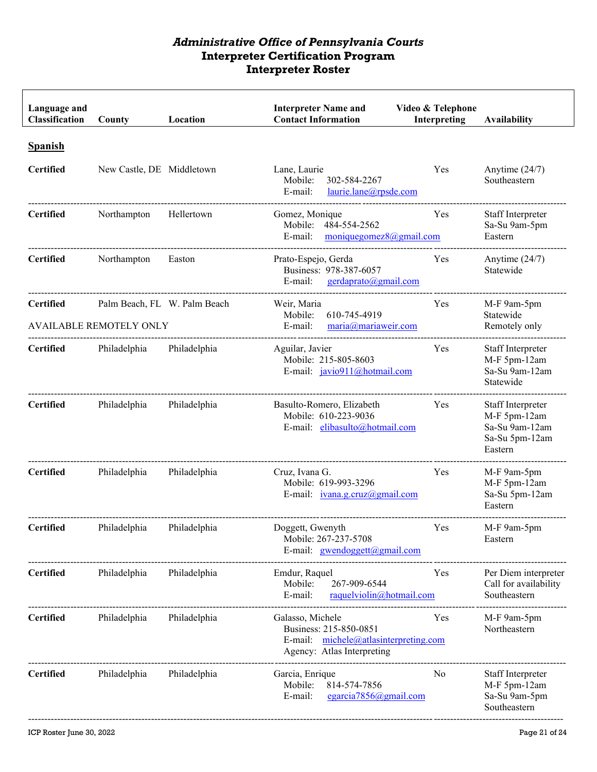# *Administrative Office of Pennsylvania Courts*
# Interpreter Certification Program
# Interpreter Roster

| Language and Classification | County | Location | Interpreter Name and Contact Information | Video & Telephone Interpreting | Availability |
|---|---|---|---|---|---|
| **Spanish** | | | | | |
| **Certified** | New Castle, DE | Middletown | Lane, Laurie<br>Mobile: 302-584-2267<br>E-mail: laurie.lane@rpsde.com | Yes | Anytime (24/7)<br>Southeastern |
| **Certified** | Northampton | Hellertown | Gomez, Monique<br>Mobile: 484-554-2562<br>E-mail: moniquegomez8@gmail.com | Yes | Staff Interpreter<br>Sa-Su 9am-5pm<br>Eastern |
| **Certified** | Northampton | Easton | Prato-Espejo, Gerda<br>Business: 978-387-6057<br>E-mail: gerdaprato@gmail.com | Yes | Anytime (24/7)<br>Statewide |
| **Certified**<br>AVAILABLE REMOTELY ONLY | Palm Beach, FL | W. Palm Beach | Weir, Maria<br>Mobile: 610-745-4919<br>E-mail: maria@mariaweir.com | Yes | M-F 9am-5pm<br>Statewide<br>Remotely only |
| **Certified** | Philadelphia | Philadelphia | Aguilar, Javier<br>Mobile: 215-805-8603<br>E-mail: javio911@hotmail.com | Yes | Staff Interpreter<br>M-F 5pm-12am<br>Sa-Su 9am-12am<br>Statewide |
| **Certified** | Philadelphia | Philadelphia | Basulto-Romero, Elizabeth<br>Mobile: 610-223-9036<br>E-mail: elibasulto@hotmail.com | Yes | Staff Interpreter<br>M-F 5pm-12am<br>Sa-Su 9am-12am<br>Sa-Su 5pm-12am<br>Eastern |
| **Certified** | Philadelphia | Philadelphia | Cruz, Ivana G.<br>Mobile: 619-993-3296<br>E-mail: ivana.g.cruz@gmail.com | Yes | M-F 9am-5pm<br>M-F 5pm-12am<br>Sa-Su 5pm-12am<br>Eastern |
| **Certified** | Philadelphia | Philadelphia | Doggett, Gwenyth<br>Mobile: 267-237-5708<br>E-mail: gwendoggett@gmail.com | Yes | M-F 9am-5pm<br>Eastern |
| **Certified** | Philadelphia | Philadelphia | Emdur, Raquel<br>Mobile: 267-909-6544<br>E-mail: raquelviolin@hotmail.com | Yes | Per Diem interpreter<br>Call for availability<br>Southeastern |
| **Certified** | Philadelphia | Philadelphia | Galasso, Michele<br>Business: 215-850-0851<br>E-mail: michele@atlasinterpreting.com<br>Agency: Atlas Interpreting | Yes | M-F 9am-5pm<br>Northeastern |
| **Certified** | Philadelphia | Philadelphia | Garcia, Enrique<br>Mobile: 814-574-7856<br>E-mail: egarcia7856@gmail.com | No | Staff Interpreter<br>M-F 5pm-12am<br>Sa-Su 9am-5pm<br>Southeastern |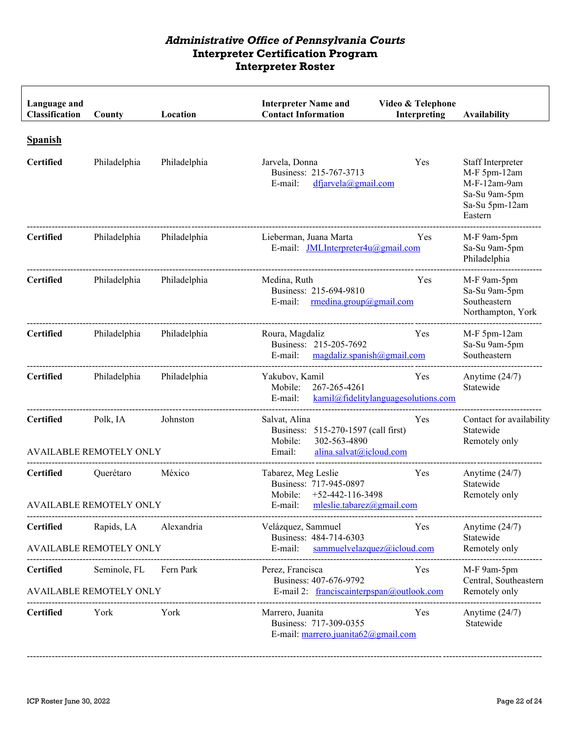# *Administrative Office of Pennsylvania Courts*
# Interpreter Certification Program
# Interpreter Roster

| Language and Classification | County | Location | Interpreter Name and Contact Information | Video & Telephone Interpreting | Availability |
|---|---|---|---|---|---|
| **Spanish** | | | | | |
| **Certified** | Philadelphia | Philadelphia | Jarvela, Donna<br>Business: 215-767-3713<br>E-mail: dfjarvela@gmail.com | Yes | Staff Interpreter<br>M-F 5pm-12am<br>M-F-12am-9am<br>Sa-Su 9am-5pm<br>Sa-Su 5pm-12am<br>Eastern |
| **Certified** | Philadelphia | Philadelphia | Lieberman, Juana Marta<br>E-mail: JMLInterpreter4u@gmail.com | Yes | M-F 9am-5pm<br>Sa-Su 9am-5pm<br>Philadelphia |
| **Certified** | Philadelphia | Philadelphia | Medina, Ruth<br>Business: 215-694-9810<br>E-mail: rmedina.group@gmail.com | Yes | M-F 9am-5pm<br>Sa-Su 9am-5pm<br>Southeastern<br>Northampton, York |
| **Certified** | Philadelphia | Philadelphia | Roura, Magdaliz<br>Business: 215-205-7692<br>E-mail: magdaliz.spanish@gmail.com | Yes | M-F 5pm-12am<br>Sa-Su 9am-5pm<br>Southeastern |
| **Certified** | Philadelphia | Philadelphia | Yakubov, Kamil<br>Mobile: 267-265-4261<br>E-mail: kamil@fidelitylanguagesolutions.com | Yes | Anytime (24/7)<br>Statewide |
| **Certified**<br>AVAILABLE REMOTELY ONLY | Polk, IA | Johnston | Salvat, Alina<br>Business: 515-270-1597 (call first)<br>Mobile: 302-563-4890<br>Email: alina.salvat@icloud.com | Yes | Contact for availability<br>Statewide<br>Remotely only |
| **Certified**<br>AVAILABLE REMOTELY ONLY | Querétaro | México | Tabarez, Meg Leslie<br>Business: 717-945-0897<br>Mobile: +52-442-116-3498<br>E-mail: mleslie.tabarez@gmail.com | Yes | Anytime (24/7)<br>Statewide<br>Remotely only |
| **Certified**<br>AVAILABLE REMOTELY ONLY | Rapids, LA | Alexandria | Velázquez, Sammuel<br>Business: 484-714-6303<br>E-mail: sammuelvelazquez@icloud.com | Yes | Anytime (24/7)<br>Statewide<br>Remotely only |
| **Certified**<br>AVAILABLE REMOTELY ONLY | Seminole, FL | Fern Park | Perez, Francisca<br>Business: 407-676-9792<br>E-mail 2: franciscainterpspan@outlook.com | Yes | M-F 9am-5pm<br>Central, Southeastern<br>Remotely only |
| **Certified** | York | York | Marrero, Juanita<br>Business: 717-309-0355<br>E-mail: marrero.juanita62@gmail.com | Yes | Anytime (24/7)<br>Statewide |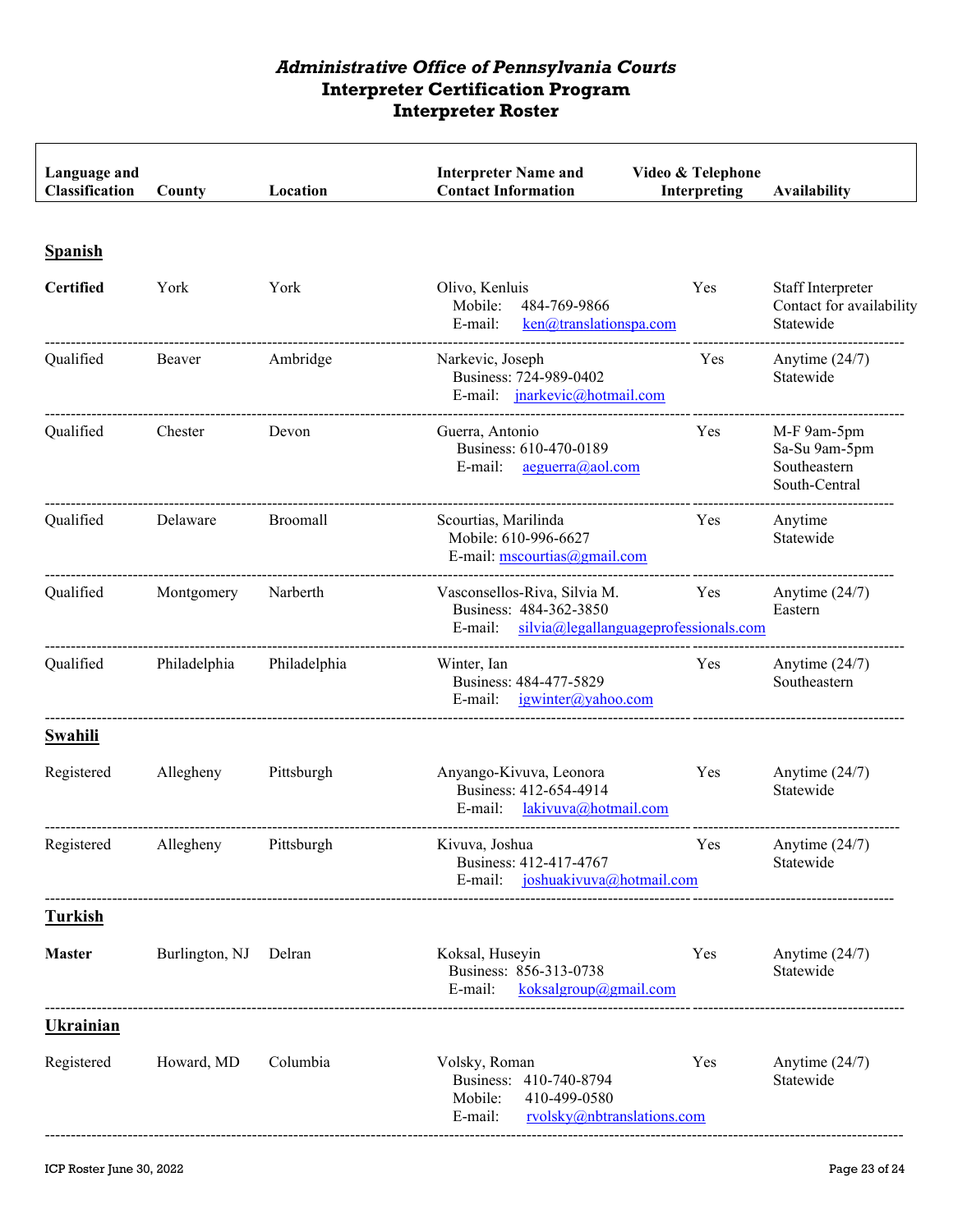# *Administrative Office of Pennsylvania Courts*
# Interpreter Certification Program
# Interpreter Roster

| Language and Classification | County | Location | Interpreter Name and Contact Information | Video & Telephone Interpreting | Availability |
|---|---|---|---|---|---|
| **Spanish** | | | | | |
| **Certified** | York | York | Olivo, Kenluis<br>Mobile: 484-769-9866<br>E-mail: ken@translationspa.com | Yes | Staff Interpreter<br>Contact for availability<br>Statewide |
| Qualified | Beaver | Ambridge | Narkevic, Joseph<br>Business: 724-989-0402<br>E-mail: jnarkevic@hotmail.com | Yes | Anytime (24/7)<br>Statewide |
| Qualified | Chester | Devon | Guerra, Antonio<br>Business: 610-470-0189<br>E-mail: aeguerra@aol.com | Yes | M-F 9am-5pm<br>Sa-Su 9am-5pm<br>Southeastern<br>South-Central |
| Qualified | Delaware | Broomall | Scourtias, Marilinda<br>Mobile: 610-996-6627<br>E-mail: mscourtias@gmail.com | Yes | Anytime<br>Statewide |
| Qualified | Montgomery | Narberth | Vasconsellos-Riva, Silvia M.<br>Business: 484-362-3850<br>E-mail: silvia@legallanguageprofessionals.com | Yes | Anytime (24/7)<br>Eastern |
| Qualified | Philadelphia | Philadelphia | Winter, Ian<br>Business: 484-477-5829<br>E-mail: igwinter@yahoo.com | Yes | Anytime (24/7)<br>Southeastern |
| **Swahili** | | | | | |
| Registered | Allegheny | Pittsburgh | Anyango-Kivuva, Leonora<br>Business: 412-654-4914<br>E-mail: lakivuva@hotmail.com | Yes | Anytime (24/7)<br>Statewide |
| Registered | Allegheny | Pittsburgh | Kivuva, Joshua<br>Business: 412-417-4767<br>E-mail: joshuakivuva@hotmail.com | Yes | Anytime (24/7)<br>Statewide |
| **Turkish** | | | | | |
| **Master** | Burlington, NJ | Delran | Koksal, Huseyin<br>Business: 856-313-0738<br>E-mail: koksalgroup@gmail.com | Yes | Anytime (24/7)<br>Statewide |
| **Ukrainian** | | | | | |
| Registered | Howard, MD | Columbia | Volsky, Roman<br>Business: 410-740-8794<br>Mobile: 410-499-0580<br>E-mail: rvolsky@nbtranslations.com | Yes | Anytime (24/7)<br>Statewide |

ICP Roster June 30, 2022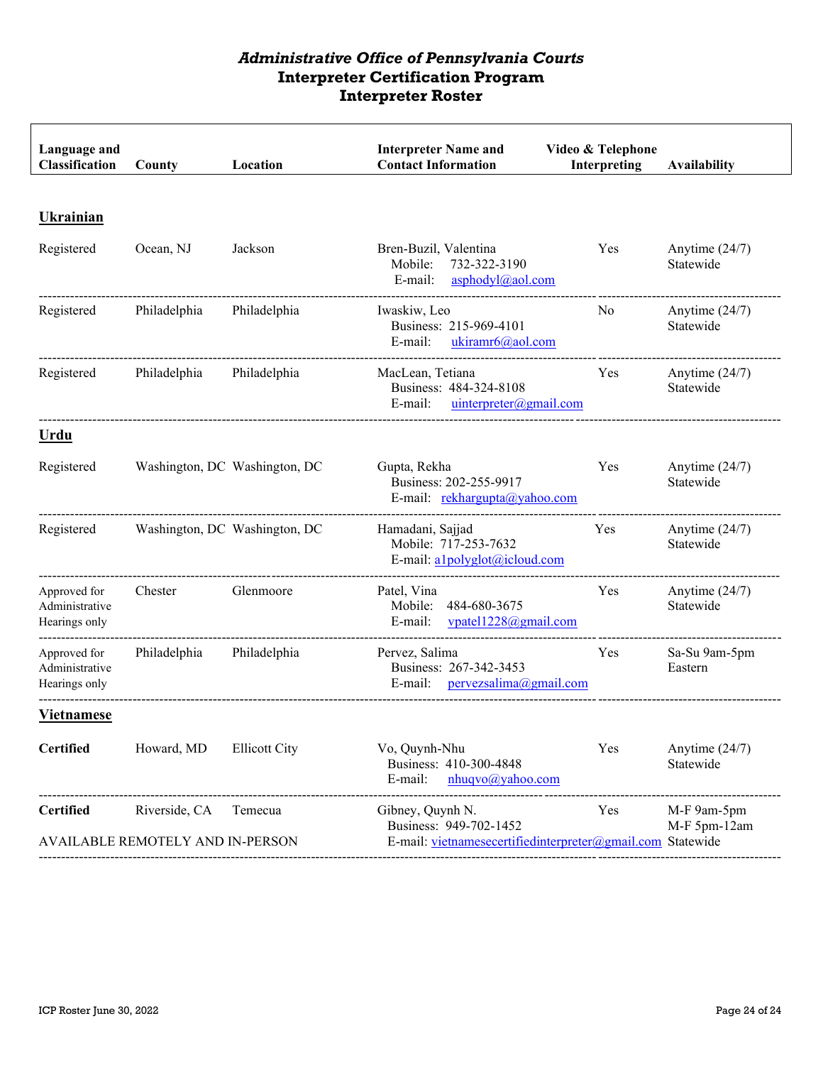# *Administrative Office of Pennsylvania Courts*
# Interpreter Certification Program
# Interpreter Roster

| Language and Classification | County | Location | Interpreter Name and Contact Information | Video & Telephone Interpreting | Availability |
|---|---|---|---|---|---|
| **Ukrainian** | | | | | |
| Registered | Ocean, NJ | Jackson | Bren-Buzil, Valentina<br>Mobile: 732-322-3190<br>E-mail: asphodyl@aol.com | Yes | Anytime (24/7)<br>Statewide |
| Registered | Philadelphia | Philadelphia | Iwaskiw, Leo<br>Business: 215-969-4101<br>E-mail: ukiramr6@aol.com | No | Anytime (24/7)<br>Statewide |
| Registered | Philadelphia | Philadelphia | MacLean, Tetiana<br>Business: 484-324-8108<br>E-mail: uinterpreter@gmail.com | Yes | Anytime (24/7)<br>Statewide |
| **Urdu** | | | | | |
| Registered | Washington, DC | Washington, DC | Gupta, Rekha<br>Business: 202-255-9917<br>E-mail: rekhargupta@yahoo.com | Yes | Anytime (24/7)<br>Statewide |
| Registered | Washington, DC | Washington, DC | Hamadani, Sajjad<br>Mobile: 717-253-7632<br>E-mail: a1polyglot@icloud.com | Yes | Anytime (24/7)<br>Statewide |
| Approved for Administrative Hearings only | Chester | Glenmoore | Patel, Vina<br>Mobile: 484-680-3675<br>E-mail: vpatel1228@gmail.com | Yes | Anytime (24/7)<br>Statewide |
| Approved for Administrative Hearings only | Philadelphia | Philadelphia | Pervez, Salima<br>Business: 267-342-3453<br>E-mail: pervezsalima@gmail.com | Yes | Sa-Su 9am-5pm<br>Eastern |
| **Vietnamese** | | | | | |
| **Certified** | Howard, MD | Ellicott City | Vo, Quynh-Nhu<br>Business: 410-300-4848<br>E-mail: nhuqvo@yahoo.com | Yes | Anytime (24/7)<br>Statewide |
| **Certified**<br>AVAILABLE REMOTELY AND IN-PERSON | Riverside, CA | Temecua | Gibney, Quynh N.<br>Business: 949-702-1452<br>E-mail: vietnamesecertifiedinterpreter@gmail.com | Yes | M-F 9am-5pm<br>M-F 5pm-12am<br>Statewide |

ICP Roster June 30, 2022